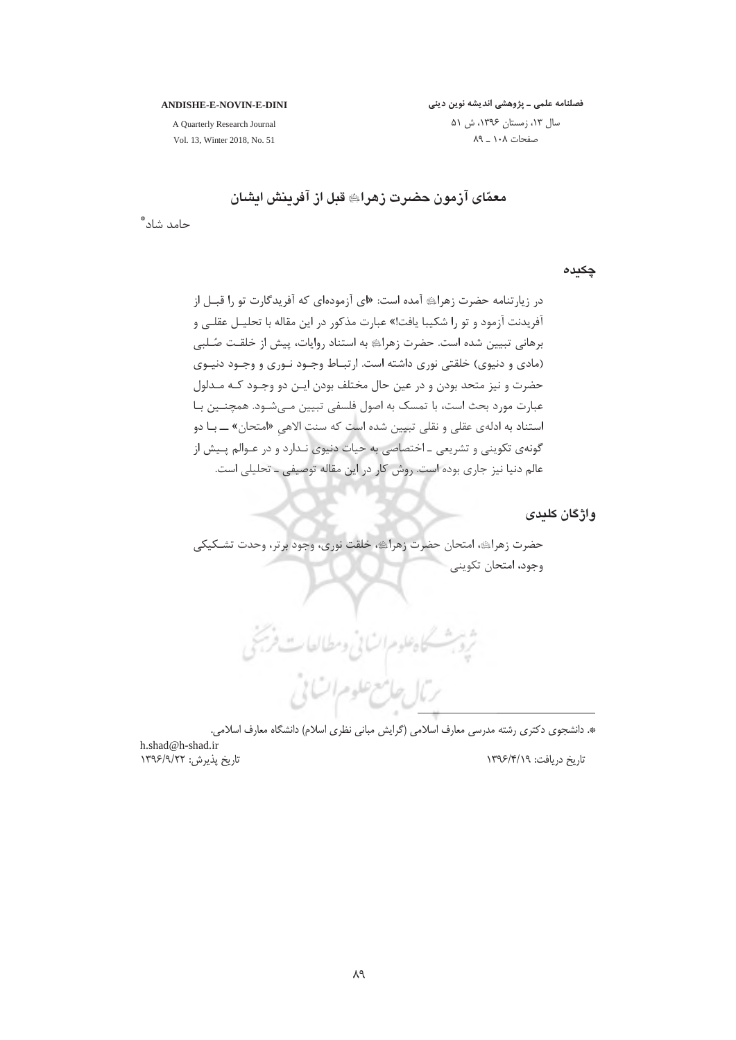# معمّای آزمون حضرت زهرا؟ع؟ قبل از آفرینش ایشان

حامد شاد*

## چکیده

در زیارتنامه حضرت زهرا؟ع؟ آمده است: «ای آزموده‌ای که آفریدگارت تو را قبـل از آفریدنت آزمود و تو را شکیبا یافت!» عبارت مذکور در این مقاله با تحلیـل عقلـی و برهانی تبیین شده است. حضرت زهرا؟ع؟ به استناد روایات، پیش از خلقـت صُـلبی (مادی و دنیوی) خلقتی نوری داشته است. ارتبـاط وجـود نـوری و وجـود دنیـوی حضرت و نیز متحد بودن و در عین حال مختلف بودن ایـن دو وجـود کـه مـدلول عبارت مورد بحث است، با تمسک به اصول فلسفی تبیین مـی‌شـود. همچنـین بـا استناد به ادله‌ی عقلی و نقلی تبیین شده است که سنت الاهی «امتحان» ـــ بـا دو گونه‌ی تکوینی و تشریعی ـ اختصاصی به حیات دنیوی نـدارد و در عـوالم پـیش از عالم دنیا نیز جاری بوده است. روش کار در این مقاله توصیفی ـ تحلیلی است.

## واژگان کلیدی

حضرت زهرا؟ع؟، امتحان حضرت زهرا؟ع؟، خلقت نوری، وجود برتر، وحدت تشـکیکی وجود، امتحان تکوینی

---

*. دانشجوی دکتری رشته مدرسی معارف اسلامی (گرایش مبانی نظری اسلام) دانشگاه معارف اسلامی.
h.shad@h-shad.ir

تاریخ دریافت: ۱۳۹۶/۴/۱۹ تاریخ پذیرش: ۱۳۹۶/۹/۲۲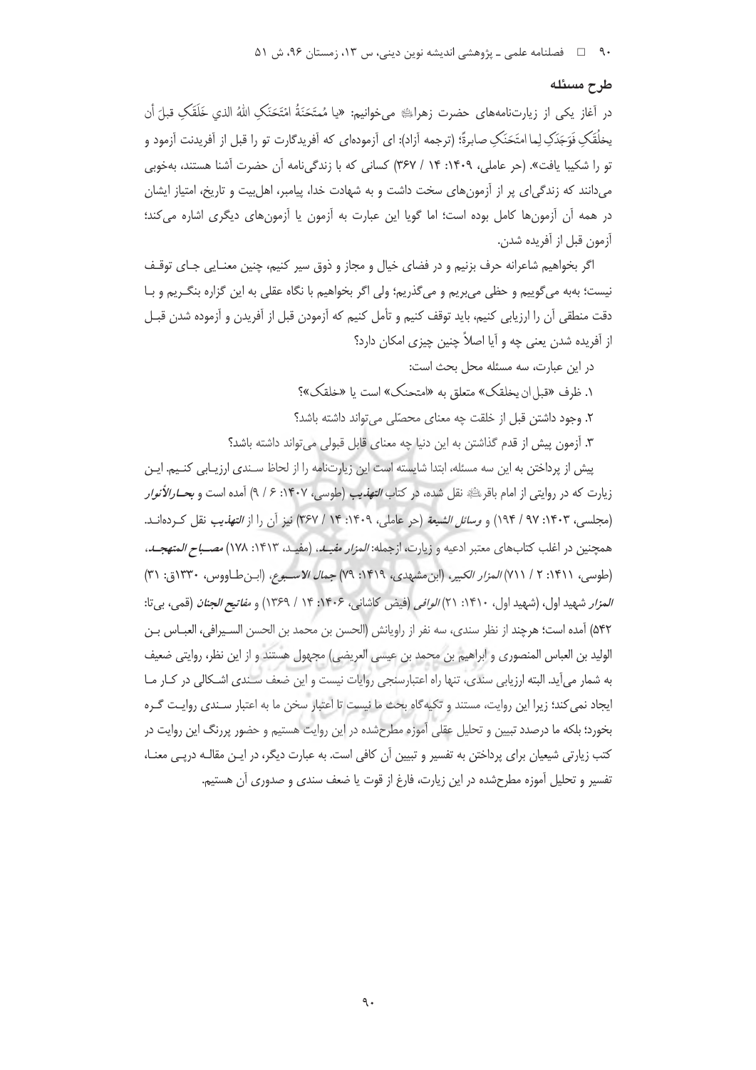## طرح مسئله

در آغاز یکی از زیارت‌نامه‌های حضرت زهرا؟س؟ می‌خوانیم: «یا مُمتَحَنَةُ امتَحَنَکِ اللهُ الذي خَلَقَکِ قبلَ أن یخلُقَکِ فَوَجَدَکِ لِما امتَحَنَکِ صابرةً؛ (ترجمه آزاد): ای آزموده‌ای که آفریدگارت تو را قبل از آفریدنت آزمود و تو را شکیبا یافت». (حر عاملی، ۱۴۰۹: ۱۴ / ۳۶۷) کسانی که با زندگی‌نامه آن حضرت آشنا هستند، به‌خوبی می‌دانند که زندگی‌ای پر از آزمون‌های سخت داشت و به شهادت خدا، پیامبر، اهل‌بیت و تاریخ، امتیاز ایشان در همه آن آزمون‌ها کامل بوده است؛ اما گویا این عبارت به آزمون یا آزمون‌های دیگری اشاره می‌کند؛ آزمون قبل از آفریده شدن.

اگر بخواهیم شاعرانه حرف بزنیم و در فضای خیال و مجاز و ذوق سیر کنیم، چنین معنایی جای توقف نیست؛ به‌به می‌گوییم و حظی می‌بریم و می‌گذریم؛ ولی اگر بخواهیم با نگاه عقلی به این گزاره بنگریم و با دقت منطقی آن را ارزیابی کنیم، باید توقف کنیم و تأمل کنیم که آزمودن قبل از آفریدن و آزموده شدن قبل از آفریده شدن یعنی چه و آیا اصلاً چنین چیزی امکان دارد؟

در این عبارت، سه مسئله محل بحث است:

۱. ظرف «قبل ان یخلقک» متعلق به «امتحنک» است یا «خلقک»؟

۲. وجود داشتن قبل از خلقت چه معنای محصّلی می‌تواند داشته باشد؟

۳. آزمون پیش از قدم گذاشتن به این دنیا چه معنای قابل قبولی می‌تواند داشته باشد؟

پیش از پرداختن به این سه مسئله، ابتدا شایسته است این زیارت‌نامه را از لحاظ سندی ارزیابی کنیم. این زیارت که در روایتی از امام باقر؟ع؟ نقل شده، در کتاب ***التهذیب*** (طوسی، ۱۴۰۷: ۶ / ۹) آمده است و ***بحارالأنوار*** (مجلسی، ۱۴۰۳: ۹۷ / ۱۹۴) و *وسائل الشیعة* (حر عاملی، ۱۴۰۹: ۱۴ / ۳۶۷) نیز آن را از ***التهذیب*** نقل کرده‌اند. همچنین در اغلب کتاب‌های معتبر ادعیه و زیارت، ازجمله: *المزار مفید*، (مفید، ۱۴۱۳: ۱۷۸) ***مصباح المتهجد***، (طوسی، ۱۴۱۱: ۲ / ۷۱۱) *المزار الکبیر*، (ابن‌مشهدی، ۱۴۱۹: ۷۹) ***جمال الاسبوع***، (ابن‌طاووس، ۱۳۳۰ق: ۳۱) *المزار* شهید اول، (شهید اول، ۱۴۱۰: ۲۱) *الوافی* (فیض کاشانی، ۱۴۰۶: ۱۴ / ۱۳۶۹) و ***مفاتیح الجنان*** (قمی، بی‌تا: ۵۴۲) آمده است؛ هرچند از نظر سندی، سه نفر از راویانش (الحسن بن محمد بن الحسن السیرافی، العباس بن الولید بن العباس المنصوری و ابراهیم بن محمد بن عیسی العریضی) مجهول هستند و از این نظر، روایتی ضعیف به شمار می‌آید. البته ارزیابی سندی، تنها راه اعتبارسنجی روایات نیست و این ضعف سندی اشکالی در کار ما ایجاد نمی‌کند؛ زیرا این روایت، مستند و تکیه‌گاه بحث ما نیست تا اعتبار سخن ما به اعتبار سندی روایت گره بخورد؛ بلکه ما درصدد تبیین و تحلیل عقلی آموزه مطرح‌شده در این روایت هستیم و حضور پررنگ این روایت در کتب زیارتی شیعیان برای پرداختن به تفسیر و تبیین آن کافی است. به عبارت دیگر، در این مقاله درپی معنا، تفسیر و تحلیل آموزه مطرح‌شده در این زیارت، فارغ از قوت یا ضعف سندی و صدوری آن هستیم.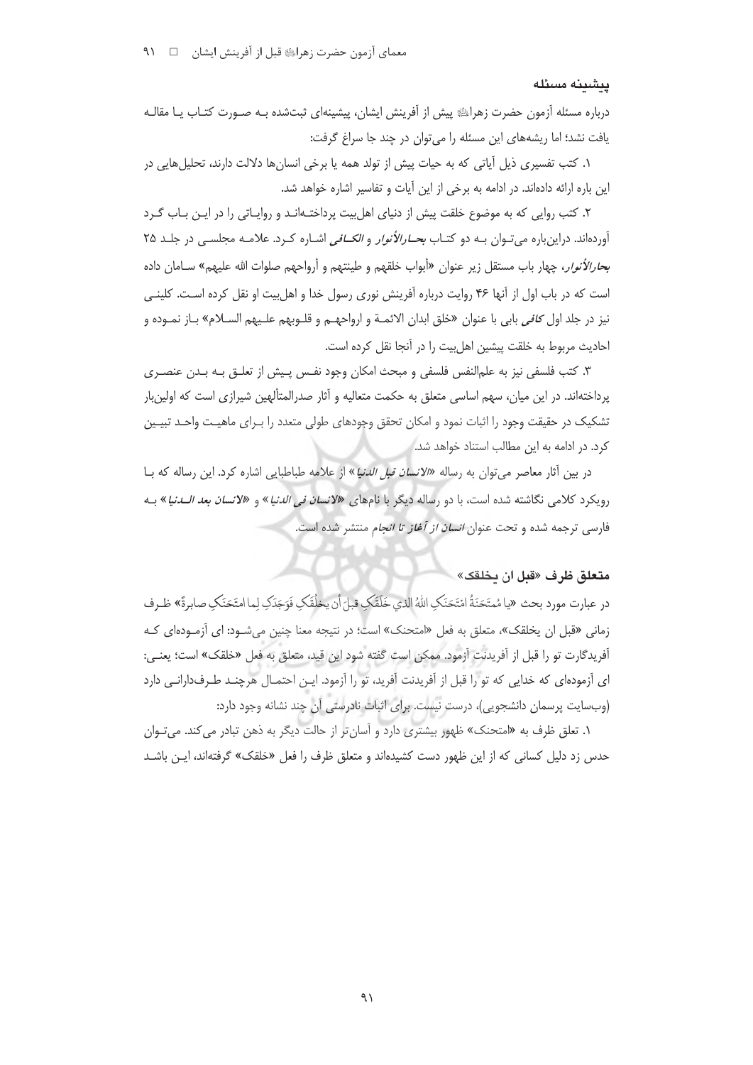## پیشینه مسئله

درباره مسئله آزمون حضرت زهراؑ پیش از آفرینش ایشان، پیشینه‌ای ثبت‌شده بـه صـورت کتـاب یـا مقالـه یافت نشد؛ اما ریشه‌های این مسئله را می‌توان در چند جا سراغ گرفت:

۱. کتب تفسیری ذیل آیاتی که به حیات پیش از تولد همه یا برخی انسان‌ها دلالت دارند، تحلیل‌هایی در این باره ارائه داده‌اند. در ادامه به برخی از این آیات و تفاسیر اشاره خواهد شد.

۲. کتب روایی که به موضوع خلقت پیش از دنیای اهل‌بیت پرداختـه‌انـد و روایـاتی را در ایـن بـاب گـرد آورده‌اند. دراین‌باره می‌تـوان بـه دو کتـاب *بحـارالأنوار* و *الکـافی* اشـاره کـرد. علامـه مجلسـی در جلـد ۲۵ *بحارالأنوار*، چهار باب مستقل زیر عنوان «أبواب خلقهم و طینتهم و أرواحهم صلوات الله علیهم» سـامان داده است که در باب اول از آنها ۴۶ روایت درباره آفرینش نوری رسول خدا و اهل‌بیت او نقل کرده اسـت. کلینـی نیز در جلد اول *کافی* بابی با عنوان «خلق ابدان الائمـة و ارواحهـم و قلـوبهم علـیهم السـلام» بـاز نمـوده و احادیث مربوط به خلقت پیشین اهل‌بیت را در آنجا نقل کرده است.

۳. کتب فلسفی نیز به علم‌النفس فلسفی و مبحث امکان وجود نفـس پـیش از تعلـق بـه بـدن عنصـری پرداخته‌اند. در این میان، سهم اساسی متعلق به حکمت متعالیه و آثار صدرالمتألهین شیرازی است که اولین‌بار تشکیک در حقیقت وجود را اثبات نمود و امکان تحقق وجودهای طولی متعدد را بـرای ماهیـت واحـد تبیـین کرد. در ادامه به این مطالب استناد خواهد شد.

در بین آثار معاصر می‌توان به رساله «*الانسان قبل الدنیا*» از علامه طباطبایی اشاره کرد. این رساله که بـا رویکرد کلامی نگاشته شده است، با دو رساله دیگر با نام‌های «*الانسان فی الدنیا*» و «*الانسان بعد الـدنیا*» بـه فارسی ترجمه شده و تحت عنوان *انسان از آغاز تا انجام* منتشر شده است.

## متعلق ظرف «قبل ان یخلقک»

در عبارت مورد بحث «یا مُمتَحَنَةُ امْتَحَنَکِ اللهُ الذي خَلَقَکِ قبلَ أن یخلُقَکِ فَوَجَدَکِ لِما امتَحَنَکِ صابرةً» ظـرف زمانی «قبل ان یخلقک»، متعلق به فعل «امتحنک» است؛ در نتیجه معنا چنین می‌شـود: ای آزمـوده‌ای کـه آفریدگارت تو را قبل از آفریدنت آزمود. ممکن است گفته شود این قید، متعلق به فعل «خلقک» است؛ یعنـی: ای آزموده‌ای که خدایی که تو را قبل از آفریدنت آفرید، تو را آزمود. ایـن احتمـال هرچنـد طـرفدارانـی دارد (وب‌سایت پرسمان دانشجویی)، درست نیست. برای اثبات نادرستی آن چند نشانه وجود دارد:

۱. تعلق ظرف به «امتحنک» ظهور بیشتری دارد و آسان‌تر از حالت دیگر به ذهن تبادر می‌کند. می‌تـوان حدس زد دلیل کسانی که از این ظهور دست کشیده‌اند و متعلق ظرف را فعل «خلقک» گرفته‌اند، ایـن باشـد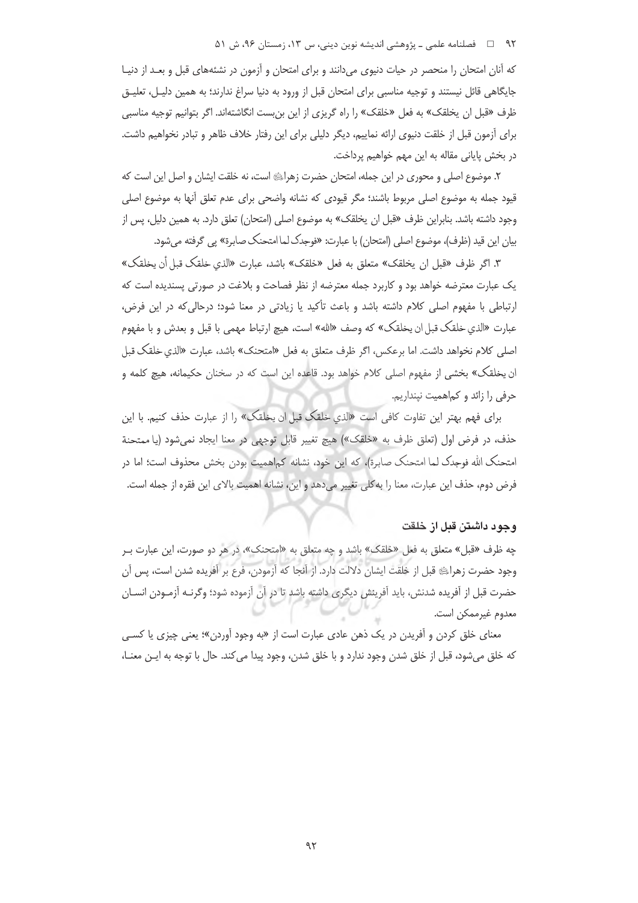که آنان امتحان را منحصر در حیات دنیوی می‌دانند و برای امتحان و آزمون در نشئه‌های قبل و بعـد از دنیـا جایگاهی قائل نیستند و توجیه مناسبی برای امتحان قبل از ورود به دنیا سراغ ندارند؛ به همین دلیـل، تعلیـق ظرف «قبل ان یخلقک» به فعل «خلقک» را راه گریزی از این بن‌بست انگاشته‌اند. اگر بتوانیم توجیه مناسبی برای آزمون قبل از خلقت دنیوی ارائه نماییم، دیگر دلیلی برای این رفتار خلاف ظاهر و تبادر نخواهیم داشت. در بخش پایانی مقاله به این مهم خواهیم پرداخت.

۲. موضوع اصلی و محوری در این جمله، امتحان حضرت زهراﷺ است، نه خلقت ایشان و اصل این است که قیود جمله به موضوع اصلی مربوط باشند؛ مگر قیودی که نشانه واضحی برای عدم تعلق آنها به موضوع اصلی وجود داشته باشد. بنابراین ظرف «قبل ان یخلقک» به موضوع اصلی (امتحان) تعلق دارد. به همین دلیل، پس از بیان این قید (ظرف)، موضوع اصلی (امتحان) با عبارت: «فوجدک لما امتحنک صابرة» پی گرفته می‌شود.

۳. اگر ظرف «قبل ان یخلقک» متعلق به فعل «خلقک» باشد، عبارت «الذي خلقک قبل أن يخلقک» یک عبارت معترضه خواهد بود و کاربرد جمله معترضه از نظر فصاحت و بلاغت در صورتی پسندیده است که ارتباطی با مفهوم اصلی کلام داشته باشد و باعث تأکید یا زیادتی در معنا شود؛ درحالی‌که در این فرض، عبارت «الذي خلقک قبل ان يخلقک» که وصف «الله» است، هیچ ارتباط مهمی با قبل و بعدش و با مفهوم اصلی کلام نخواهد داشت. اما برعکس، اگر ظرف متعلق به فعل «امتحنک» باشد، عبارت «الذي خلقک قبل ان يخلقک» بخشی از مفهوم اصلی کلام خواهد بود. قاعده این است که در سخنان حکیمانه، هیچ کلمه و حرفی را زائد و کم‌اهمیت نپنداریم.

برای فهم بهتر این تفاوت کافی است «الذي خلقک قبل ان يخلقک» را از عبارت حذف کنیم. با این حذف، در فرض اول (تعلق ظرف به «خلقک») هیچ تغییر قابل توجهی در معنا ایجاد نمی‌شود (یا ممتحنة امتحنک الله فوجدک لما امتحنک صابرة)، که این خود، نشانه کم‌اهمیت بودن بخش محذوف است؛ اما در فرض دوم، حذف این عبارت، معنا را به‌کلی تغییر می‌دهد و این، نشانه اهمیت بالای این فقره از جمله است.

## وجود داشتن قبل از خلقت

چه ظرف «قبل» متعلق به فعل «خلقک» باشد و چه متعلق به «امتحنک»، در هر دو صورت، این عبارت بـر وجود حضرت زهراﷺ قبل از خلقت ایشان دلالت دارد. از آنجا که آزمودن، فرع بر آفریده شدن است، پس آن حضرت قبل از آفریده شدنش، باید آفرینش دیگری داشته باشد تا در آن آزموده شود؛ وگرنـه آزمـودن انسـان معدوم غیرممکن است.

معنای خلق کردن و آفریدن در یک ذهن عادی عبارت است از «به وجود آوردن»؛ یعنی چیزی یا کسـی که خلق می‌شود، قبل از خلق شدن وجود ندارد و با خلق شدن، وجود پیدا می‌کند. حال با توجه به ایـن معنـا،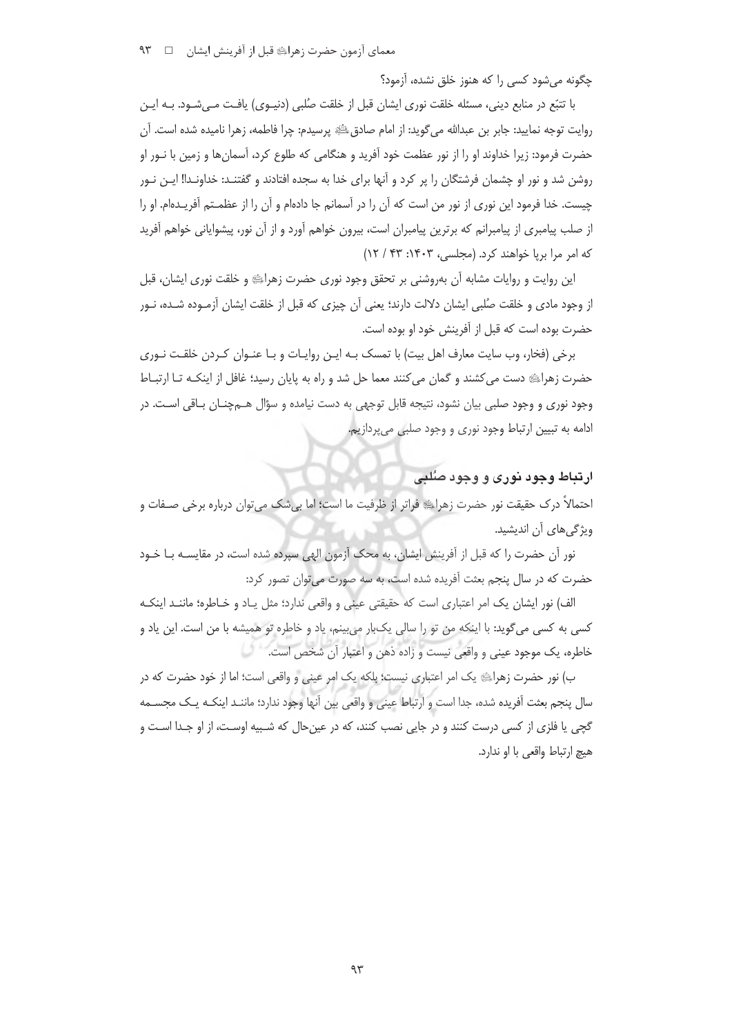چگونه می‌شود کسی را که هنوز خلق نشده، آزمود؟

با تتبّع در منابع دینی، مسئله خلقت نوری ایشان قبل از خلقت صُلبی (دنیوی) یافت می‌شود. به این روایت توجه نمایید: جابر بن عبدالله می‌گوید: از امام صادقؑ پرسیدم: چرا فاطمه، زهرا نامیده شده است. آن حضرت فرمود: زیرا خداوند او را از نور عظمت خود آفرید و هنگامی که طلوع کرد، آسمان‌ها و زمین با نور او روشن شد و نور او چشمان فرشتگان را پر کرد و آنها برای خدا به سجده افتادند و گفتند: خداوندا! این نور چیست. خدا فرمود این نوری از نور من است که آن را در آسمانم جا داده‌ام و آن را از عظمتم آفریده‌ام. او را از صلب پیامبری از پیامبرانم که برترین پیامبران است، بیرون خواهم آورد و از آن نور، پیشوایانی خواهم آفرید که امر مرا برپا خواهند کرد. (مجلسی، ۱۴۰۳: ۴۳ / ۱۲)

این روایت و روایات مشابه آن به‌روشنی بر تحقق وجود نوری حضرت زهراؑ و خلقت نوری ایشان، قبل از وجود مادی و خلقت صُلبی ایشان دلالت دارند؛ یعنی آن چیزی که قبل از خلقت ایشان آزموده شده، نور حضرت بوده است که قبل از آفرینش خود او بوده است.

برخی (فخار، وب سایت معارف اهل بیت) با تمسک به این روایات و با عنوان کردن خلقت نوری حضرت زهراؑ دست می‌کشند و گمان می‌کنند معما حل شد و راه به پایان رسید؛ غافل از اینکه تا ارتباط وجود نوری و وجود صلبی بیان نشود، نتیجه قابل توجهی به دست نیامده و سؤال هم‌چنان باقی است. در ادامه به تبیین ارتباط وجود نوری و وجود صلبی می‌پردازیم.

## ارتباط وجود نوری و وجود صُلبی

احتمالاً درک حقیقت نور حضرت زهراؑ فراتر از ظرفیت ما است؛ اما بی‌شک می‌توان درباره برخی صفات و ویژگی‌های آن اندیشید.

نور آن حضرت را که قبل از آفرینش ایشان، به محک آزمون الهی سپرده شده است، در مقایسه با خود حضرت که در سال پنجم بعثت آفریده شده است، به سه صورت می‌توان تصور کرد:

الف) نور ایشان یک امر اعتباری است که حقیقتی عینی و واقعی ندارد؛ مثل یاد و خاطره؛ مانند اینکه کسی به کسی می‌گوید: با اینکه من تو را سالی یک‌بار می‌بینم، یاد و خاطره تو همیشه با من است. این یاد و خاطره، یک موجود عینی و واقعی نیست و زاده ذهن و اعتبار آن شخص است.

ب) نور حضرت زهراؑ یک امر اعتباری نیست؛ بلکه یک امر عینی و واقعی است؛ اما از خود حضرت که در سال پنجم بعثت آفریده شده، جدا است و ارتباط عینی و واقعی بین آنها وجود ندارد؛ مانند اینکه یک مجسمه گچی یا فلزی از کسی درست کنند و در جایی نصب کنند، که در عین‌حال که شبیه اوست، از او جدا است و هیچ ارتباط واقعی با او ندارد.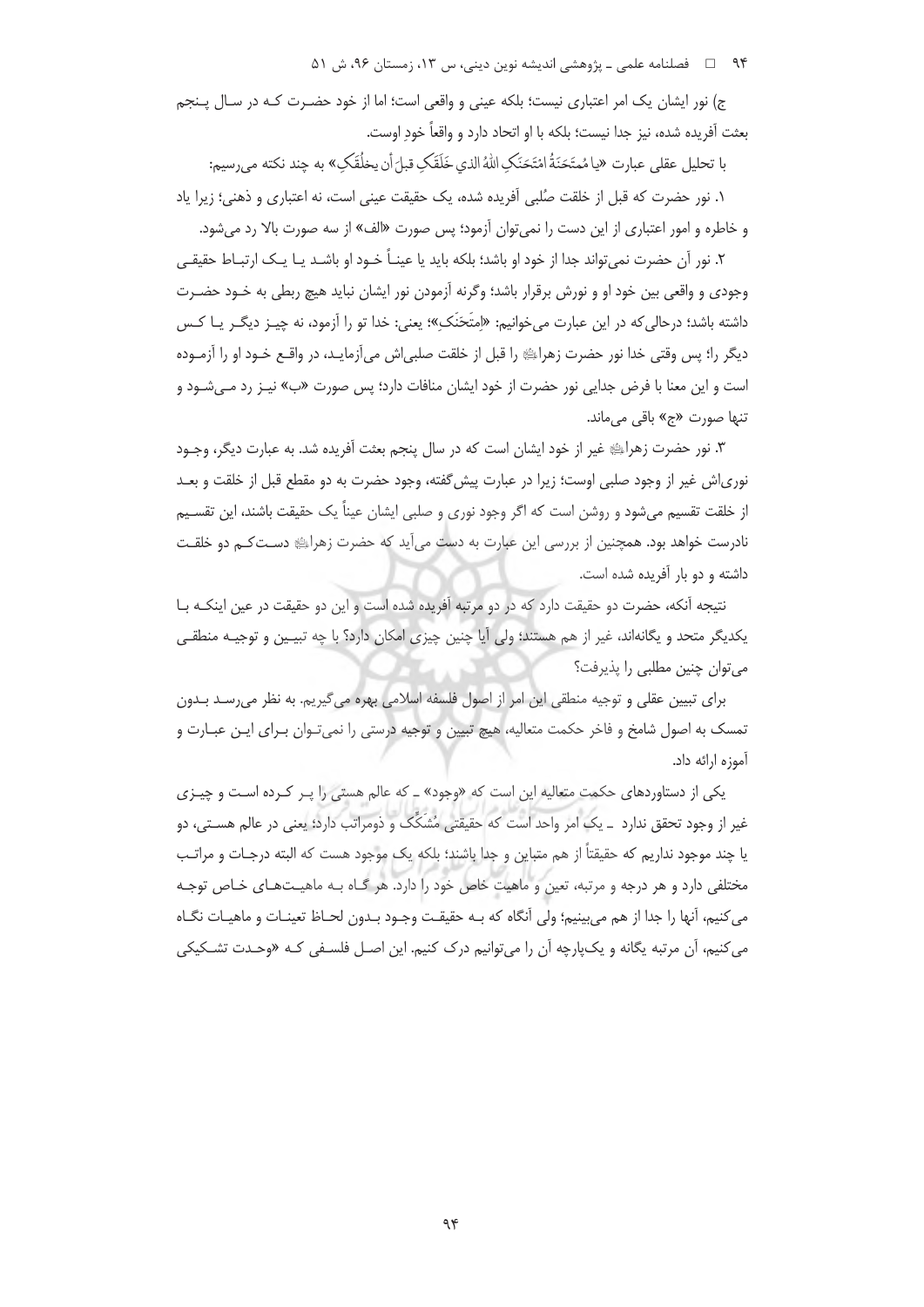ج) نور ایشان یک امر اعتباری نیست؛ بلکه عینی و واقعی است؛ اما از خود حضرت که در سال پنجم بعثت آفریده شده، نیز جدا نیست؛ بلکه با او اتحاد دارد و واقعاً خودِ اوست.

با تحلیل عقلی عبارت «یا مُمتَحَنَةُ امتَحَنَكِ اللهُ الذي خَلَقَكِ قبلَ أن يخلُقَكِ» به چند نکته می‌رسیم:

۱. نور حضرت که قبل از خلقت صُلبی آفریده شده، یک حقیقت عینی است، نه اعتباری و ذهنی؛ زیرا یاد و خاطره و امور اعتباری از این دست را نمی‌توان آزمود؛ پس صورت «الف» از سه صورت بالا رد می‌شود.

۲. نور آن حضرت نمی‌تواند جدا از خود او باشد؛ بلکه باید یا عیناً خود او باشد یا یک ارتباط حقیقی وجودی و واقعی بین خود او و نورش برقرار باشد؛ وگرنه آزمودن نور ایشان نباید هیچ ربطی به خود حضرت داشته باشد؛ درحالی‌که در این عبارت می‌خوانیم: «اِمتَحَنَكِ»؛ یعنی: خدا تو را آزمود، نه چیز دیگر یا کس دیگر را؛ پس وقتی خدا نور حضرت زهراﷺ را قبل از خلقت صلبی‌اش می‌آزماید، در واقع خود او را آزموده است و این معنا با فرض جدایی نور حضرت از خود ایشان منافات دارد؛ پس صورت «ب» نیز رد می‌شود و تنها صورت «ج» باقی می‌ماند.

۳. نور حضرت زهراﷺ غیر از خود ایشان است که در سال پنجم بعثت آفریده شد. به عبارت دیگر، وجود نوری‌اش غیر از وجود صلبی اوست؛ زیرا در عبارت پیش‌گفته، وجود حضرت به دو مقطع قبل از خلقت و بعد از خلقت تقسیم می‌شود و روشن است که اگر وجود نوری و صلبی ایشان عیناً یک حقیقت باشند، این تقسیم نادرست خواهد بود. همچنین از بررسی این عبارت به دست می‌آید که حضرت زهراﷺ دست‌کم دو خلقت داشته و دو بار آفریده شده است.

نتیجه آنکه، حضرت دو حقیقت دارد که در دو مرتبه آفریده شده است و این دو حقیقت در عین اینکه با یکدیگر متحد و یگانه‌اند، غیر از هم هستند؛ ولی آیا چنین چیزی امکان دارد؟ با چه تبیین و توجیه منطقی می‌توان چنین مطلبی را پذیرفت؟

برای تبیین عقلی و توجیه منطقی این امر از اصول فلسفه اسلامی بهره می‌گیریم. به نظر می‌رسد بدون تمسک به اصول شامخ و فاخر حکمت متعالیه، هیچ تبیین و توجیه درستی را نمی‌توان برای این عبارت و آموزه ارائه داد.

یکی از دستاوردهای حکمت متعالیه این است که «وجود» ـ که عالم هستی را پر کرده است و چیزی غیر از وجود تحقق ندارد ـ یک امر واحد است که حقیقتی مُشَکَّک و ذومراتب دارد؛ یعنی در عالم هستی، دو یا چند موجود نداریم که حقیقتاً از هم متباین و جدا باشند؛ بلکه یک موجود هست که البته درجات و مراتب مختلفی دارد و هر درجه و مرتبه، تعین و ماهیت خاص خود را دارد. هر گاه به ماهیت‌های خاص توجه می‌کنیم، آنها را جدا از هم می‌بینیم؛ ولی آنگاه که به حقیقت وجود بدون لحاظ تعینات و ماهیات نگاه می‌کنیم، آن مرتبه یگانه و یک‌پارچه آن را می‌توانیم درک کنیم. این اصل فلسفی که «وحدت تشکیکی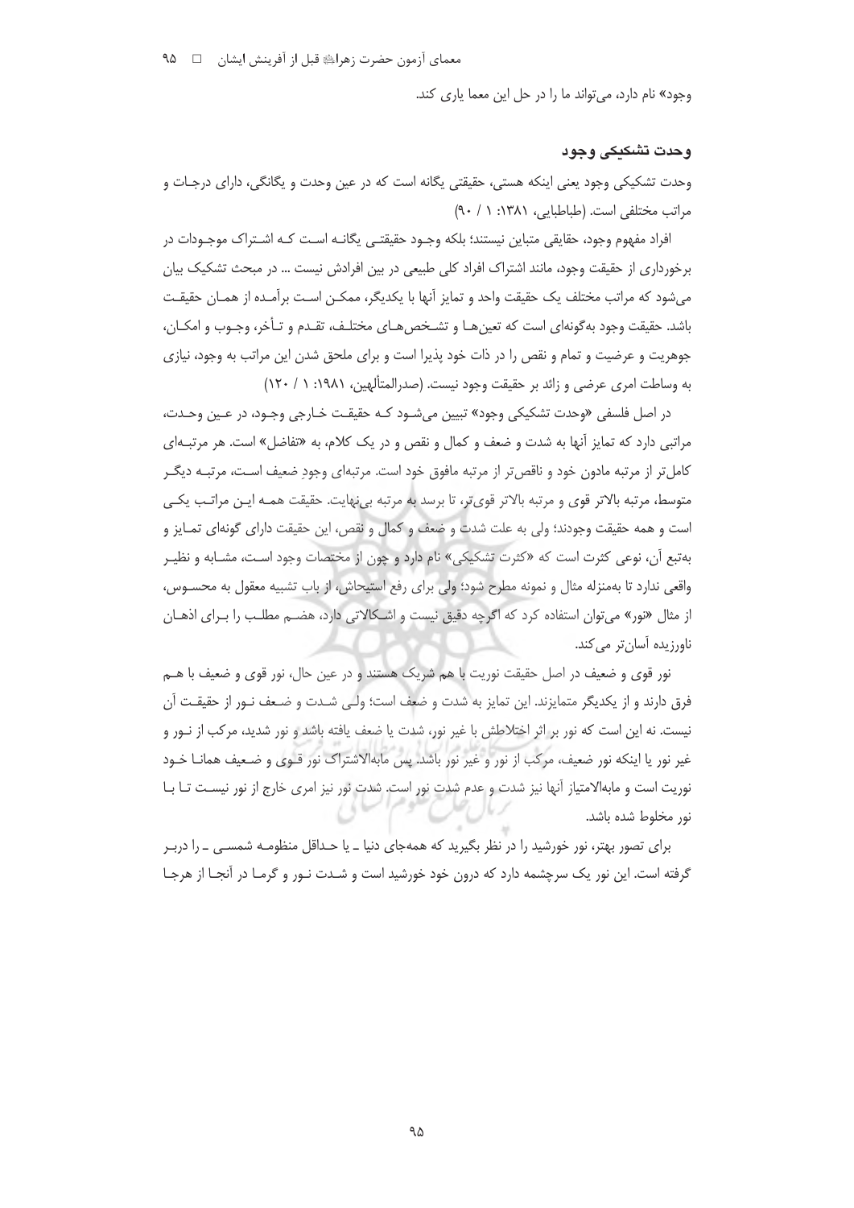وجود» نام دارد، می‌تواند ما را در حل این معما یاری کند.

### وحدت تشکیکی وجود

وحدت تشکیکی وجود یعنی اینکه هستی، حقیقتی یگانه است که در عین وحدت و یگانگی، دارای درجات و مراتب مختلفی است. (طباطبایی، ۱۳۸۱: ۱ / ۹۰)

افراد مفهوم وجود، حقایقی متباین نیستند؛ بلکه وجود حقیقتی یگانه است که اشتراک موجودات در برخورداری از حقیقت وجود، مانند اشتراک افراد کلی طبیعی در بین افرادش نیست ... در مبحث تشکیک بیان می‌شود که مراتب مختلف یک حقیقت واحد و تمایز آنها با یکدیگر، ممکن است برآمده از همان حقیقت باشد. حقیقت وجود به‌گونه‌ای است که تعین‌ها و تشخص‌های مختلف، تقدم و تأخر، وجوب و امکان، جوهریت و عرضیت و تمام و نقص را در ذات خود پذیرا است و برای ملحق شدن این مراتب به وجود، نیازی به وساطت امری عرضی و زائد بر حقیقت وجود نیست. (صدرالمتألهین، ۱۹۸۱: ۱ / ۱۲۰)

در اصل فلسفی «وحدت تشکیکی وجود» تبیین می‌شود که حقیقت خارجی وجود، در عین وحدت، مراتبی دارد که تمایز آنها به شدت و ضعف و کمال و نقص و در یک کلام، به «تفاضل» است. هر مرتبه‌ای کامل‌تر از مرتبه مادون خود و ناقص‌تر از مرتبه مافوق خود است. مرتبه‌ای وجودِ ضعیف است، مرتبه دیگر متوسط، مرتبه بالاتر قوی و مرتبه بالاتر قوی‌تر، تا برسد به مرتبه بی‌نهایت. حقیقت همه این مراتب یکی است و همه حقیقت وجودند؛ ولی به علت شدت و ضعف و کمال و نقص، این حقیقت دارای گونه‌ای تمایز و به‌تبع آن، نوعی کثرت است که «کثرت تشکیکی» نام دارد و چون از مختصات وجود است، مشابه و نظیر واقعی ندارد تا به‌منزله مثال و نمونه مطرح شود؛ ولی برای رفع استیحاش، از باب تشبیه معقول به محسوس، از مثال «نور» می‌توان استفاده کرد که اگرچه دقیق نیست و اشکالاتی دارد، هضم مطلب را برای اذهان ناورزیده آسان‌تر می‌کند.

نور قوی و ضعیف در اصل حقیقت نوریت با هم شریک هستند و در عین حال، نور قوی و ضعیف با هم فرق دارند و از یکدیگر متمایزند. این تمایز به شدت و ضعف است؛ ولی شدت و ضعف نور از حقیقت آن نیست. نه این است که نور بر اثر اختلاطش با غیر نور، شدت یا ضعف یافته باشد و نور شدید، مرکب از نور و غیر نور یا اینکه نور ضعیف، مرکب از نور و غیر نور باشد. پس مابه‌الاشتراک نور قوی و ضعیف همانا خود نوریت است و مابه‌الامتیاز آنها نیز شدت و عدم شدت نور است. شدت نور نیز امری خارج از نور نیست تا با نور مخلوط شده باشد.

برای تصور بهتر، نور خورشید را در نظر بگیرید که همه‌جای دنیا ـ یا حداقل منظومه شمسی ـ را دربر گرفته است. این نور یک سرچشمه دارد که درون خود خورشید است و شدت نور و گرما در آنجا از هرجا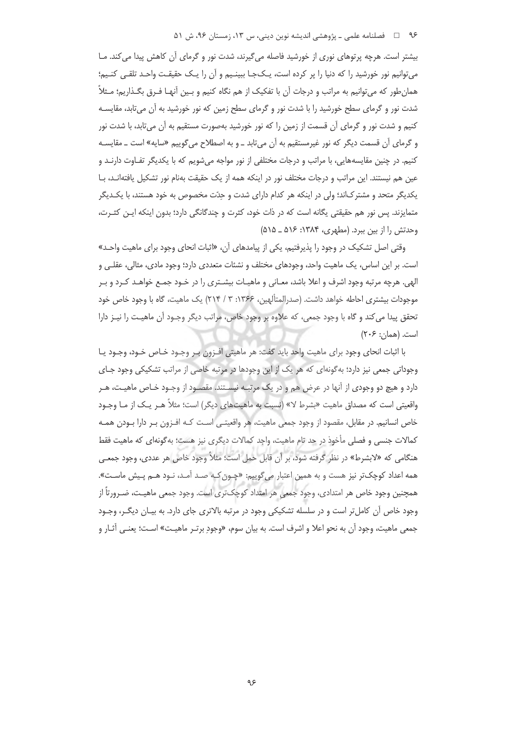بیشتر است. هرچه پرتوهای نوری از خورشید فاصله می‌گیرند، شدت نور و گرمای آن کاهش پیدا می‌کند. ما می‌توانیم نور خورشید را که دنیا را پر کرده است، یک‌جا ببینیم و آن را یک حقیقت واحد تلقی کنیم؛ همان‌طور که می‌توانیم به مراتب و درجات آن با تفکیک از هم نگاه کنیم و بین آنها فرق بگذاریم؛ مثلاً شدت نور و گرمای سطح خورشید را با شدت نور و گرمای سطح زمین که نور خورشید به آن می‌تابد، مقایسه کنیم و شدت نور و گرمای آن قسمت از زمین را که نور خورشید به‌صورت مستقیم به آن می‌تابد، با شدت نور و گرمای آن قسمت دیگر که نور غیرمستقیم به آن می‌تابد ـ و به اصطلاح می‌گوییم «سایه» است ـ مقایسه کنیم. در چنین مقایسه‌هایی، با مراتب و درجات مختلفی از نور مواجه می‌شویم که با یکدیگر تفاوت دارند و عین هم نیستند. این مراتب و درجات مختلف نور در اینکه همه از یک حقیقت به‌نام نور تشکیل یافته‌اند، با یکدیگر متحد و مشترک‌اند؛ ولی در اینکه هر کدام دارای شدت و حِدّت مخصوص به خود هستند، با یکدیگر متمایزند. پس نور هم حقیقتی یگانه است که در ذات خود، کثرت و چندگانگی دارد؛ بدون اینکه این کثرت، وحدتش را از بین ببرد. (مطهری، ۱۳۸۴: ۵۱۶ ـ ۵۱۵)

وقتی اصل تشکیک در وجود را پذیرفتیم، یکی از پیامدهای آن، «اثبات انحای وجود برای ماهیت واحد» است. بر این اساس، یک ماهیت واحد، وجودهای مختلف و نشئات متعددی دارد؛ وجود مادی، مثالی، عقلی و الهی. هرچه مرتبه وجود اشرف و اعلا باشد، معانی و ماهیات بیشتری را در خود جمع خواهد کرد و بر موجودات بیشتری احاطه خواهد داشت. (صدرالمتألهین، ۱۳۶۶: ۳ / ۲۱۴) یک ماهیت، گاه با وجود خاص خود تحقق پیدا می‌کند و گاه با وجود جمعی، که علاوه بر وجود خاص، مراتب دیگر وجود آن ماهیت را نیز دارا است. (همان: ۲۰۶)

با اثبات انحای وجود برای ماهیت واحد باید گفت: هر ماهیتی افزون بر وجود خاص خود، وجود یا وجوداتی جمعی نیز دارد؛ به‌گونه‌ای که هر یک از این وجودها در مرتبه خاصی از مراتب تشکیکی وجود جای دارد و هیچ دو وجودی از آنها در عرض هم و در یک مرتبه نیستند. مقصود از وجود خاص ماهیت، هر واقعیتی است که مصداق ماهیت «بشرط لا» (نسبت به ماهیت‌های دیگر) است؛ مثلاً هر یک از ما وجود خاص انسانیم. در مقابل، مقصود از وجود جمعی ماهیت، هر واقعیتی است که افزون بر دارا بودن همه کمالات جنسی و فصلی مأخوذ در حد تام ماهیت، واجد کمالات دیگری نیز هست؛ به‌گونه‌ای که ماهیت فقط هنگامی که «لابشرط» در نظر گرفته شود، بر آن قابل حمل است؛ مثلاً وجود خاص هر عددی، وجود جمعی همه اعداد کوچک‌تر نیز هست و به همین اعتبار می‌گوییم: «چون‌که صد آمد، نود هم پیش ماست». همچنین وجود خاص هر امتدادی، وجود جمعی هر امتداد کوچک‌تری است. وجود جمعی ماهیت، ضرورتاً از وجود خاص آن کامل‌تر است و در سلسله تشکیکی وجود در مرتبه بالاتری جای دارد. به بیان دیگر، وجود جمعی ماهیت، وجود آن به نحو اعلا و اشرف است. به بیان سوم، «وجودِ برتر ماهیت» است؛ یعنی آثار و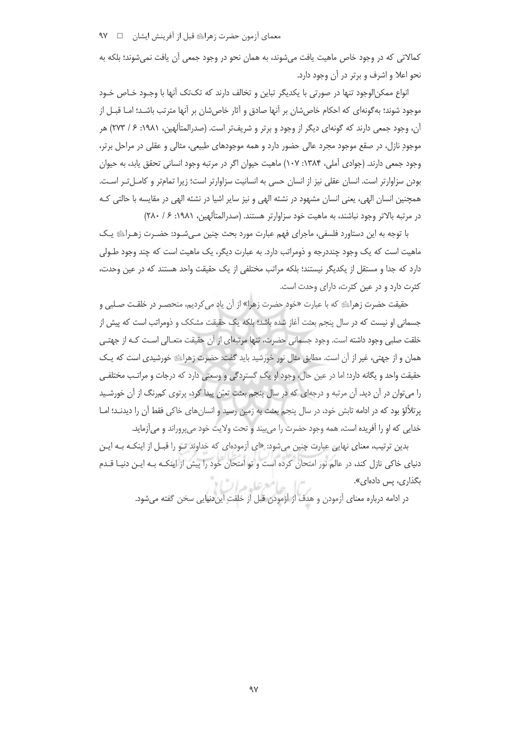کمالاتی که در وجود خاص ماهیت یافت می‌شوند، به همان نحو در وجود جمعی آن یافت نمی‌شوند؛ بلکه به نحو اعلا و اشرف و برتر در آن وجود دارد.

انواع ممکن‌الوجود تنها در صورتی با یکدیگر تباین و تخالف دارند که تک‌تک آنها با وجود خاص خود موجود شوند؛ به‌گونه‌ای که احکام خاص‌شان بر آنها صادق و آثار خاص‌شان بر آنها مترتب باشد؛ اما قبل از آن، وجود جمعی دارند که گونه‌ای دیگر از وجود و برتر و شریف‌تر است. (صدرالمتألهین، ۱۹۸۱: ۶ / ۲۷۳) هر موجودِ نازل، در صقع موجود مجرد عالی حضور دارد و همه موجودهای طبیعی، مثالی و عقلی در مراحل برتر، وجود جمعی دارند. (جوادی آملی، ۱۳۸۴: ۱۰۷) ماهیت حیوان اگر در مرتبه وجود انسانی تحقق یابد، به حیوان بودن سزاوارتر است. انسان عقلی نیز از انسان حسی به انسانیت سزاوارتر است؛ زیرا تمام‌تر و کامل‌تر است. همچنین انسان الهی، یعنی انسان مشهود در نشئه الهی و نیز سایر اشیا در نشئه الهی در مقایسه با حالتی که در مرتبه بالاتر وجود نباشند، به ماهیت خود سزاوارتر هستند. (صدرالمتألهین، ۱۹۸۱: ۶ / ۲۸۰)

با توجه به این دستاورد فلسفی، ماجرای فهم عبارت مورد بحث چنین می‌شود: حضرت زهرا ﷺ یک ماهیت است که یک وجود چنددرجه و ذومراتب دارد. به عبارت دیگر، یک ماهیت است که چند وجود طولی دارد که جدا و مستقل از یکدیگر نیستند؛ بلکه مراتب مختلفی از یک حقیقت واحد هستند که در عین وحدت، کثرت دارد و در عین کثرت، دارای وحدت است.

حقیقت حضرت زهرا ﷺ که با عبارت «خود حضرت زهرا» از آن یاد می‌کردیم، منحصر در خلقت صلبی و جسمانی او نیست که در سال پنجم بعثت آغاز شده باشد؛ بلکه یک حقیقت مشکک و ذومراتب است که پیش از خلقت صلبی وجود داشته است. وجود جسمانی حضرت، تنها مرتبه‌ای از آن حقیقت متعالی است که از جهتی همان و از جهتی، غیر از آن است. مطابق مثال نور خورشید باید گفت: حضرت زهرا ﷺ خورشیدی است که یک حقیقت واحد و یگانه دارد؛ اما در عین حال، وجود او یک گستردگی و وسعتی دارد که درجات و مراتب مختلفی را می‌توان در آن دید. آن مرتبه و درجه‌ای که در سال پنجم بعثت تعیّن پیدا کرد، پرتوی کم‌رنگ از آن خورشید پرتلألؤ بود که در ادامه تابش خود، در سال پنجم بعثت به زمین رسید و انسان‌های خاکی فقط آن را دیدند؛ اما خدایی که او را آفریده است، همه وجود حضرت را می‌بیند و تحت ولایت خود می‌پروراند و می‌آزماید.

بدین ترتیب، معنای نهایی عبارت چنین می‌شود: «ای آزموده‌ای که خداوند تو را قبل از اینکه به این دنیای خاکی نازل کند، در عالم نور امتحان کرده است و تو امتحان خود را پیش از اینکه به این دنیا قدم بگذاری، پس داده‌ای».

در ادامه درباره معنای آزمودن و هدف از آزمودن قبل از خلقتِ این‌دنیایی سخن گفته می‌شود.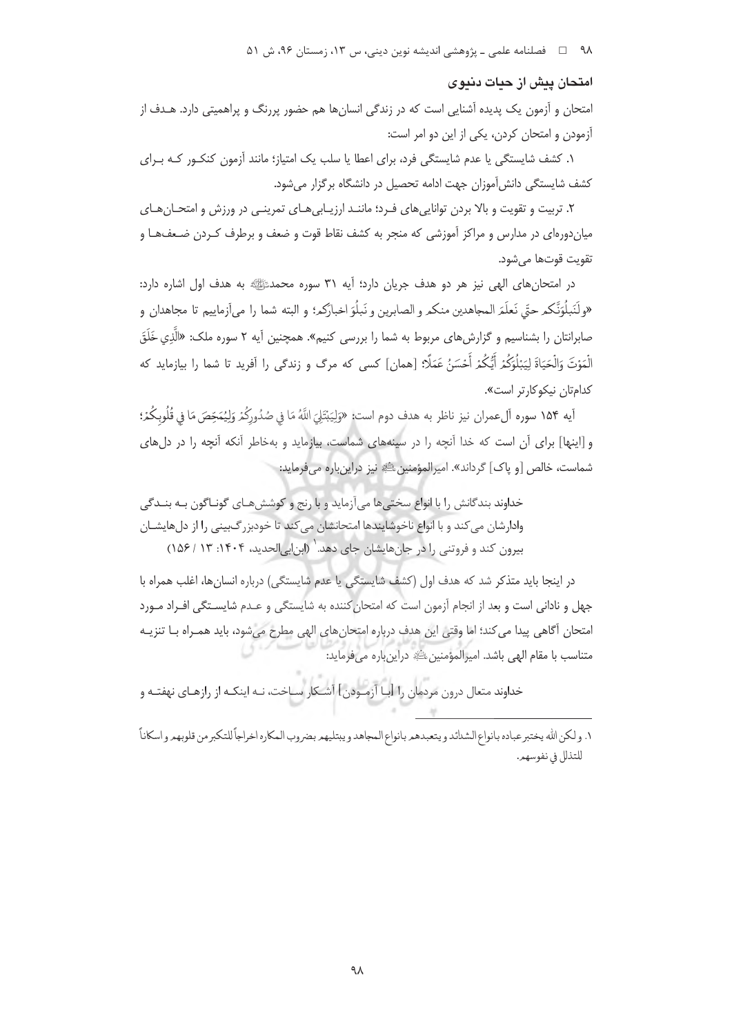### امتحان پیش از حیات دنیوی

امتحان و آزمون یک پدیده آشنایی است که در زندگی انسان‌ها هم حضور پررنگ و پراهمیتی دارد. هدف از آزمودن و امتحان کردن، یکی از این دو امر است:

۱. کشف شایستگی یا عدم شایستگی فرد، برای اعطا یا سلب یک امتیاز؛ مانند آزمون کنکور که برای کشف شایستگی دانش‌آموزان جهت ادامه تحصیل در دانشگاه برگزار می‌شود.

۲. تربیت و تقویت و بالا بردن توانایی‌های فرد؛ مانند ارزیابی‌های تمرینی در ورزش و امتحان‌های میان‌دوره‌ای در مدارس و مراکز آموزشی که منجر به کشف نقاط قوت و ضعف و برطرف کردن ضعف‌ها و تقویت قوت‌ها می‌شود.

در امتحان‌های الهی نیز هر دو هدف جریان دارد؛ آیه ۳۱ سوره محمد به هدف اول اشاره دارد: «ولَنَبلُوَنَّکم حتّی نَعلَمَ المجاهدین منکم و الصابرین و نَبلُوَ اخبارَکم؛ و البته شما را می‌آزماییم تا مجاهدان و صابرانتان را بشناسیم و گزارش‌های مربوط به شما را بررسی کنیم». همچنین آیه ۲ سوره ملک: «الَّذِي خَلَقَ الْمَوْتَ وَالْحَيَاةَ لِيَبْلُوَكُمْ أَيُّكُمْ أَحْسَنُ عَمَلًا؛ [همان] کسی که مرگ و زندگی را آفرید تا شما را بیازماید که کدام‌تان نیکوکارتر است».

آیه ۱۵۴ سوره آل‌عمران نیز ناظر به هدف دوم است: «وَلِيَبْتَلِيَ اللَّهُ مَا فِي صُدُورِكُمْ وَلِيُمَحِّصَ مَا فِي قُلُوبِكُمْ؛ و [اینها] برای آن است که خدا آنچه را در سینه‌های شماست، بیازماید و به‌خاطر آنکه آنچه را در دل‌های شماست، خالص [و پاک] گرداند». امیرالمؤمنین نیز دراین‌باره می‌فرماید:

> خداوند بندگانش را با انواع سختی‌ها می‌آزماید و با رنج و کوشش‌های گوناگون به بندگی وادارشان می‌کند و با انواع ناخوشایندها امتحانشان می‌کند تا خودبزرگ‌بینی را از دل‌هایشان بیرون کند و فروتنی را در جان‌هایشان جای دهد.[1] (ابن‌ابی‌الحدید، ۱۴۰۴: ۱۳ / ۱۵۶)

در اینجا باید متذکر شد که هدف اول (کشف شایستگی یا عدم شایستگی) درباره انسان‌ها، اغلب همراه با جهل و نادانی است و بعد از انجام آزمون است که امتحان‌کننده به شایستگی و عدم شایستگی افراد مورد امتحان آگاهی پیدا می‌کند؛ اما وقتی این هدف درباره امتحان‌های الهی مطرح می‌شود، باید همراه با تنزیه متناسب با مقام الهی باشد. امیرالمؤمنین دراین‌باره می‌فرماید:

> خداوند متعال درون مردمان را [با آزمودن] آشکار ساخت، نه اینکه از رازهای نهفته و

---

۱. و لکن الله یختبر عباده بانواع الشدائد و یتعبدهم بانواع المجاهد و یبتلیهم بضروب المکاره اخراجاً للتکبر من قلوبهم و اسکاناً للتذلل فی نفوسهم.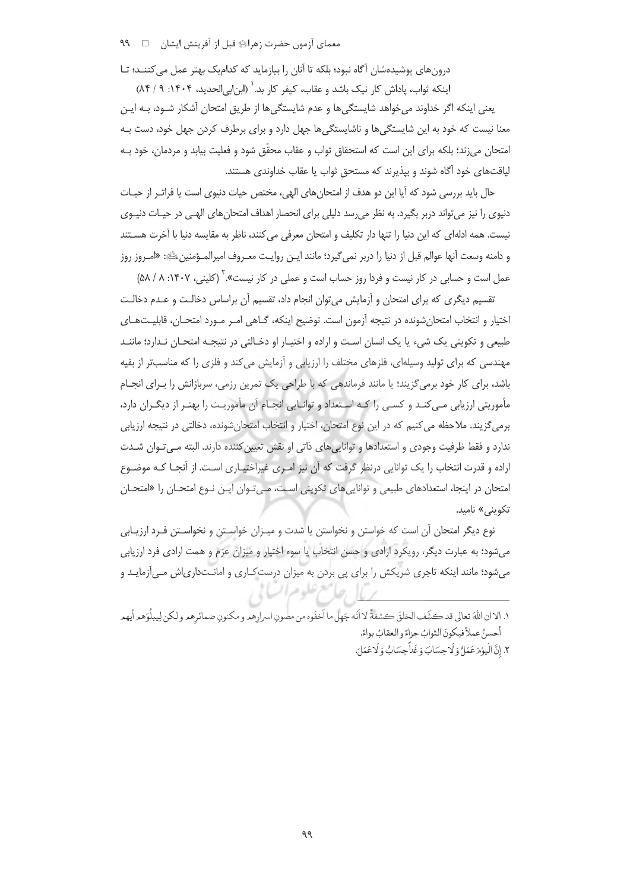درون‌های پوشیده‌شان آگاه نبود؛ بلکه تا آنان را بیازماید که کدام‌یک بهتر عمل می‌کنند؛ تا اینکه ثواب، پاداش کار نیک باشد و عقاب، کیفر کار بد.[1] (ابن‌ابی‌الحدید، ۱۴۰۴: ۹ / ۸۴)

یعنی اینکه اگر خداوند می‌خواهد شایستگی‌ها و عدم شایستگی‌ها از طریق امتحان آشکار شود، به این معنا نیست که خود به این شایستگی‌ها و ناشایستگی‌ها جهل دارد و برای برطرف کردن جهل خود، دست به امتحان می‌زند؛ بلکه برای این است که استحقاق ثواب و عقاب محقّق شود و فعلیت بیابد و مردمان، خود به لیاقت‌های خود آگاه شوند و بپذیرند که مستحق ثواب یا عقاب خداوندی هستند.

حال باید بررسی شود که آیا این دو هدف از امتحان‌های الهی، مختص حیات دنیوی است یا فراتر از حیات دنیوی را نیز می‌تواند دربر بگیرد. به نظر می‌رسد دلیلی برای انحصار اهداف امتحان‌های الهی در حیات دنیوی نیست. همه ادله‌ای که این دنیا را تنها دار تکلیف و امتحان معرفی می‌کنند، ناظر به مقایسه دنیا با آخرت هستند و دامنه وسعت آنها عوالم قبل از دنیا را دربر نمی‌گیرد؛ مانند این روایت معروف امیرالمؤمنین‌ﷺ: «امروز روز عمل است و حسابی در کار نیست و فردا روز حساب است و عملی در کار نیست».[2] (کلینی، ۱۴۰۷: ۸ / ۵۸)

تقسیم دیگری که برای امتحان و آزمایش می‌توان انجام داد، تقسیم آن براساس دخالت و عدم دخالت اختیار و انتخاب امتحان‌شونده در نتیجه آزمون است. توضیح اینکه، گاهی امر مورد امتحان، قابلیت‌های طبیعی و تکوینی یک شیء یا یک انسان است و اراده و اختیار او دخالتی در نتیجه امتحان ندارد؛ مانند مهندسی که برای تولید وسیله‌ای، فلزهای مختلف را ارزیابی و آزمایش می‌کند و فلزی را که مناسب‌تر از بقیه باشد، برای کار خود برمی‌گزیند؛ یا مانند فرماندهی که با طراحی یک تمرین رزمی، سربازانش را برای انجام مأموریتی ارزیابی می‌کند و کسی را که استعداد و توانایی انجام آن مأموریت را بهتر از دیگران دارد، برمی‌گزیند. ملاحظه می‌کنیم که در این نوع امتحان، اختیار و انتخاب امتحان‌شونده، دخالتی در نتیجه ارزیابی ندارد و فقط ظرفیت وجودی و استعدادها و توانایی‌های ذاتی او نقش تعیین‌کننده دارند. البته می‌توان شدت اراده و قدرت انتخاب را یک توانایی درنظر گرفت که آن نیز امری غیراختیاری است. از آنجا که موضوع امتحان در اینجا، استعدادهای طبیعی و توانایی‌های تکوینی است، می‌توان این نوع امتحان را «امتحان تکوینی» نامید.

نوع دیگر امتحان آن است که خواستن و نخواستن یا شدت و میزان خواستن و نخواستن فرد ارزیابی می‌شود؛ به عبارت دیگر، رویکرد ارادی و حسن انتخاب یا سوء اختیار و میزان عزم و همت ارادی فرد ارزیابی می‌شود؛ مانند اینکه تاجری شریکش را برای پی بردن به میزان درستکاری و امانت‌داری‌اش می‌آزماید و

---

۱. الا ان اللهَ تعالی قد کشَفَ الخلقَ کشفةً لا انّه جَهِلَ ما اَخفَوه من مصونِ اسرارِهم و مکنونِ ضمائرِهم و لکن لیبلُوَهم أیهم أحسنُ عملاً فیکونَ الثوابُ جزاءً والعقابُ بواءً.

۲. إِنَّ الْيَوْمَ عَمَلٌ وَ لَا حِسَابَ وَ غَداً حِسَابٌ وَ لَا عَمَلَ.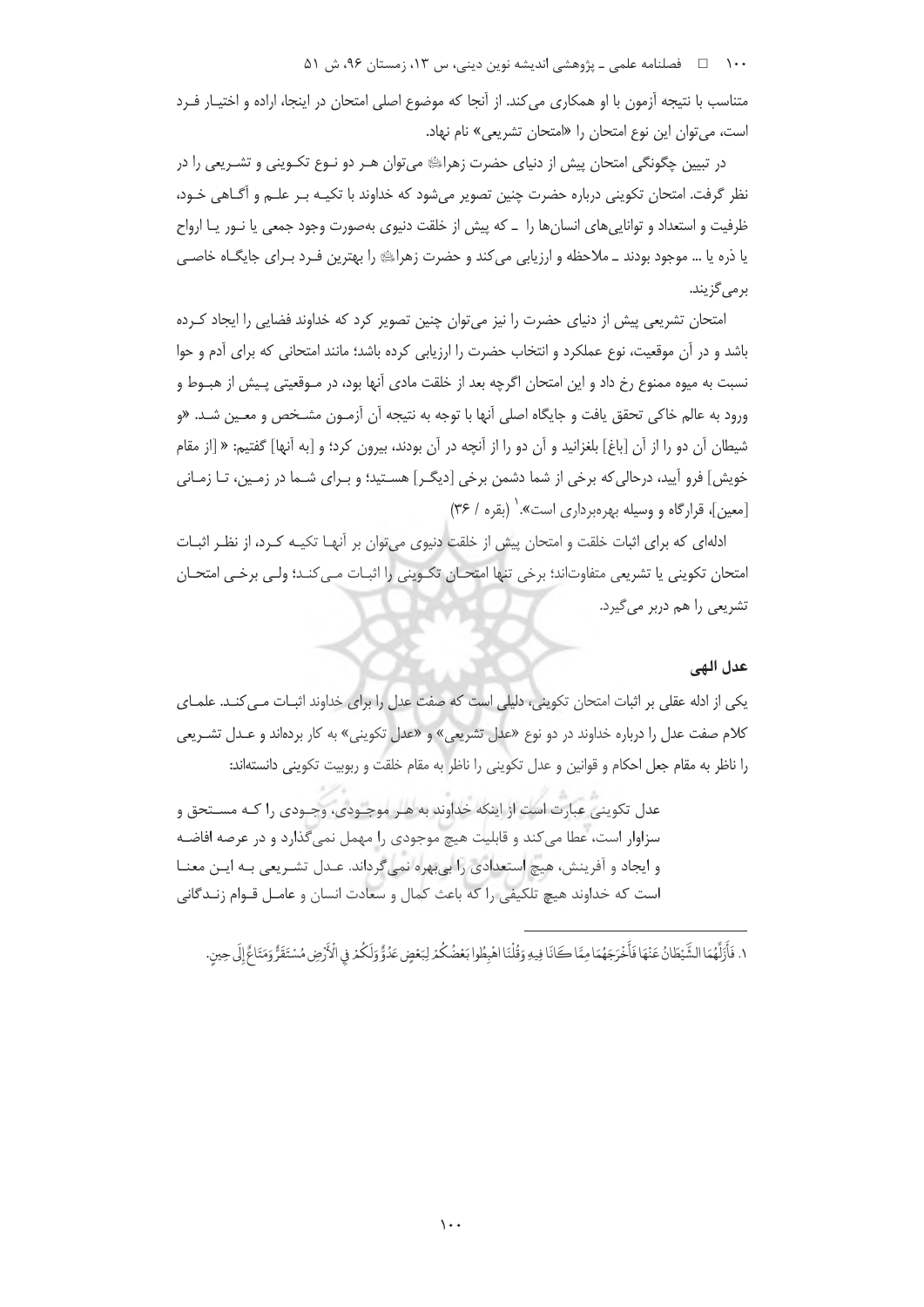متناسب با نتیجه آزمون با او همکاری می‌کند. از آنجا که موضوع اصلی امتحان در اینجا، اراده و اختیار فرد است، می‌توان این نوع امتحان را «امتحان تشریعی» نام نهاد.

در تبیین چگونگی امتحان پیش از دنیای حضرت زهرا عليها‌السلام می‌توان هر دو نوع تکوینی و تشریعی را در نظر گرفت. امتحان تکوینی درباره حضرت چنین تصویر می‌شود که خداوند با تکیه بر علم و آگاهی خود، ظرفیت و استعداد و توانایی‌های انسان‌ها را ـ که پیش از خلقت دنیوی به‌صورت وجود جمعی یا نور یا ارواح یا ذره یا ... موجود بودند ـ ملاحظه و ارزیابی می‌کند و حضرت زهرا عليها‌السلام را بهترین فرد برای جایگاه خاصی برمی‌گزیند.

امتحان تشریعی پیش از دنیای حضرت را نیز می‌توان چنین تصویر کرد که خداوند فضایی را ایجاد کرده باشد و در آن موقعیت، نوع عملکرد و انتخاب حضرت را ارزیابی کرده باشد؛ مانند امتحانی که برای آدم و حوا نسبت به میوه ممنوع رخ داد و این امتحان اگرچه بعد از خلقت مادی آنها بود، در موقعیتی پیش از هبوط و ورود به عالم خاکی تحقق یافت و جایگاه اصلی آنها با توجه به نتیجه آن آزمون مشخص و معین شد. «و شیطان آن دو را از آن [باغ] بلغزانید و آن دو را از آنچه در آن بودند، بیرون کرد؛ و [به آنها] گفتیم: « [از مقام خویش] فرو آیید، درحالی‌که برخی از شما دشمن برخی [دیگر] هستید؛ و برای شما در زمین، تا زمانی [معین]، قرارگاه و وسیله بهره‌برداری است».[1] (بقره / ۳۶)

ادله‌ای که برای اثبات خلقت و امتحان پیش از خلقت دنیوی می‌توان بر آنها تکیه کرد، از نظر اثبات امتحان تکوینی یا تشریعی متفاوت‌اند؛ برخی تنها امتحان تکوینی را اثبات می‌کند؛ ولی برخی امتحان تشریعی را هم دربر می‌گیرد.

## عدل الهی

یکی از ادله عقلی بر اثبات امتحان تکوینی، دلیلی است که صفت عدل را برای خداوند اثبات می‌کند. علمای کلام صفت عدل را درباره خداوند در دو نوع «عدل تشریعی» و «عدل تکوینی» به کار برده‌اند و عدل تشریعی را ناظر به مقام جعل احکام و قوانین و عدل تکوینی را ناظر به مقام خلقت و ربوبیت تکوینی دانسته‌اند:

> عدل تکوینی عبارت است از اینکه خداوند به هر موجودی، وجودی را که مستحق و سزاوار است، عطا می‌کند و قابلیت هیچ موجودی را مهمل نمی‌گذارد و در عرصه افاضه و ایجاد و آفرینش، هیچ استعدادی را بی‌بهره نمی‌گرداند. عدل تشریعی به این معنا است که خداوند هیچ تکلیفی را که باعث کمال و سعادت انسان و عامل قوام زندگانی

---

۱. فَأَزَلَّهُمَا الشَّيْطَانُ عَنْهَا فَأَخْرَجَهُمَا مِمَّا كَانَا فِيهِ وَقُلْنَا اهْبِطُوا بَعْضُكُمْ لِبَعْضٍ عَدُوٌّ وَلَكُمْ فِي الْأَرْضِ مُسْتَقَرٌّ وَمَتَاعٌ إِلَى حِينٍ.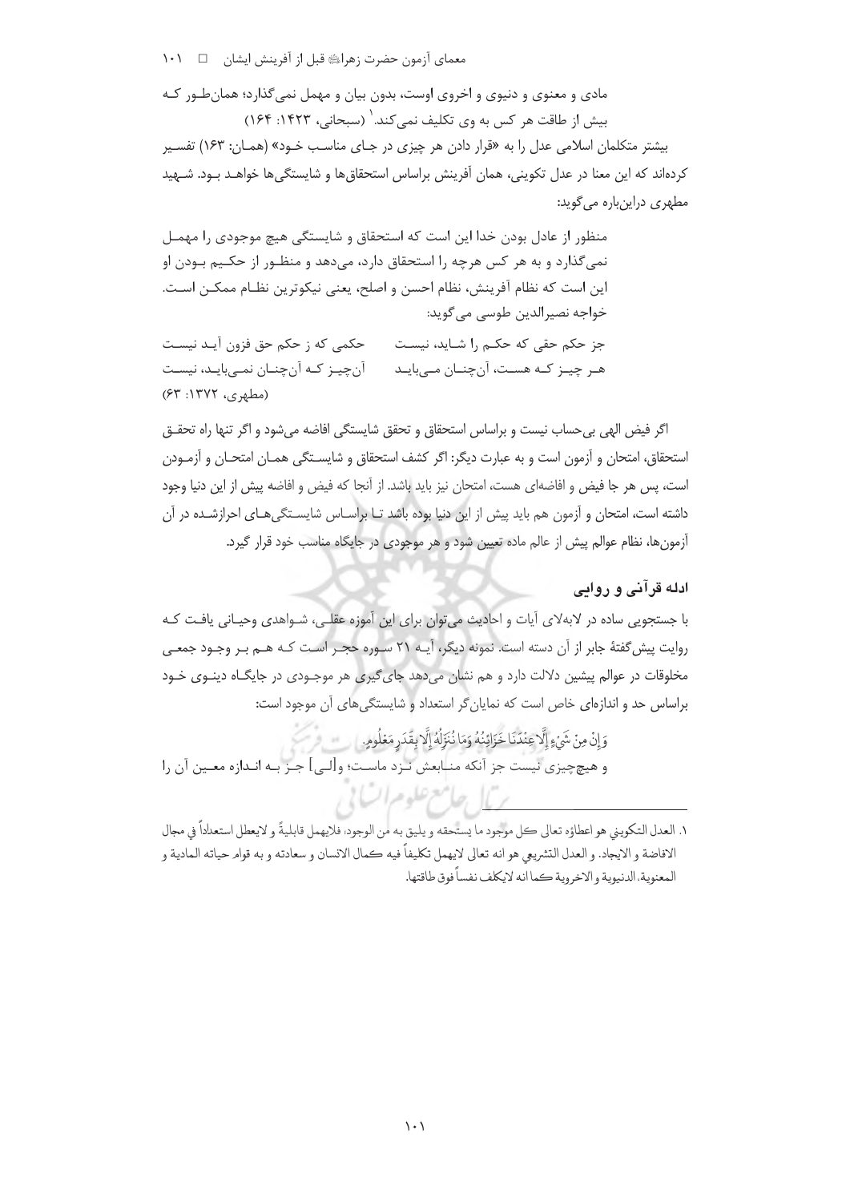مادی و معنوی و دنیوی و اخروی اوست، بدون بیان و مهمل نمی‌گذارد؛ همان‌طـور کـه بیش از طاقت هر کس به وی تکلیف نمی‌کند.[1] (سبحانی، ۱۴۲۳: ۱۶۴)

بیشتر متکلمان اسلامی عدل را به «قرار دادن هر چیزی در جـای مناسـب خـود» (همـان: ۱۶۳) تفسـیر کرده‌اند که این معنا در عدل تکوینی، همان آفرینش براساس استحقاق‌ها و شایستگی‌ها خواهـد بـود. شـهید مطهری دراین‌باره می‌گوید:

> منظور از عادل بودن خدا این است که استحقاق و شایستگی هیچ موجودی را مهمـل نمی‌گذارد و به هر کس هرچه را استحقاق دارد، می‌دهد و منظـور از حکـیم بـودن او این است که نظام آفرینش، نظام احسن و اصلح، یعنی نیکوترین نظـام ممکـن اسـت. خواجه نصیرالدین طوسی می‌گوید:
>
> جز حکم حقی که حکـم را شـاید، نیسـت — حکمی که ز حکم حق فزون آیـد نیسـت
>
> هـر چیـز کـه هسـت، آن‌چنـان مـی‌بایـد — آن‌چیـز کـه آن‌چنـان نمـی‌بایـد، نیسـت
>
> (مطهری، ۱۳۷۲: ۶۳)

اگر فیض الهی بی‌حساب نیست و براساس استحقاق و تحقق شایستگی افاضه می‌شود و اگر تنها راه تحقـق استحقاق، امتحان و آزمون است و به عبارت دیگر: اگر کشف استحقاق و شایسـتگی همـان امتحـان و آزمـودن است، پس هر جا فیض و افاضه‌ای هست، امتحان نیز باید باشد. از آنجا که فیض و افاضه پیش از این دنیا وجود داشته است، امتحان و آزمون هم باید پیش از این دنیا بوده باشد تـا براسـاس شایسـتگی‌هـای احرازشـده در آن آزمون‌ها، نظام عوالم پیش از عالم ماده تعیین شود و هر موجودی در جایگاه مناسب خود قرار گیرد.

## ادله قرآنی و روایی

با جستجویی ساده در لابه‌لای آیات و احادیث می‌توان برای این آموزه عقلـی، شـواهدی وحیـانی یافـت کـه روایت پیش‌گفتهٔ جابر از آن دسته است. نمونه دیگر، آیـه ۲۱ سـوره حجـر اسـت کـه هـم بـر وجـود جمعـی مخلوقات در عوالم پیشین دلالت دارد و هم نشان می‌دهد جای‌گیری هر موجـودی در جایگـاه دینـوی خـود براساس حد و اندازه‌ای خاص است که نمایان‌گر استعداد و شایستگی‌های آن موجود است:

وَإِنْ مِنْ شَيْءٍ إِلَّا عِنْدَنَا خَزَائِنُهُ وَمَا نُنَزِّلُهُ إِلَّا بِقَدَرٍ مَعْلُومٍ.

و هیچ‌چیزی نیست جز آنکه منـابعش نـزد ماسـت؛ و[لـی] جـز بـه انـدازه معـین آن را

---

۱. العدل التكويني هو اعطاؤه تعالى كل موجود ما يستحقه و يليق به من الوجود، فلايهمل قابليةً و لايعطل استعداداً في مجال الافاضة و الايجاد. و العدل التشريعي هو انه تعالى لايهمل تكليفاً فيه كمال الانسان و سعادته و به قوام حياته المادية و المعنوية، الدنيوية و الاخروية كما انه لايكلف نفساً فوق طاقتها.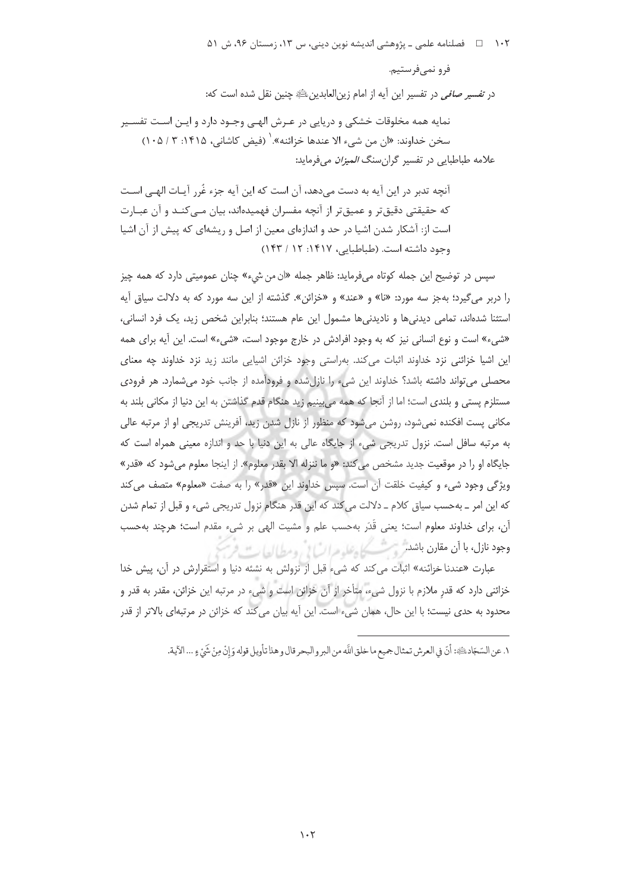فرو نمی‌فرستیم.

در *تفسیر صافی* در تفسیر این آیه از امام زین‌العابدین﷣ چنین نقل شده است که:

> نمایه همه مخلوقات خشکی و دریایی در عـرش الهـی وجـود دارد و ایـن اسـت تفسـیر سخن خداوند: «ان من شیء الا عندها خزائنه».[1] (فیض کاشانی، ۱۴۱۵: ۳ / ۱۰۵)

علامه طباطبایی در تفسیر گران‌سنگ *المیزان* می‌فرماید:

> آنچه تدبر در این آیه به دست می‌دهد، آن است که این آیه جزء غُرر آیـات الهـی اسـت که حقیقتی دقیق‌تر و عمیق‌تر از آنچه مفسران فهمیده‌اند، بیان مـی‌کنـد و آن عبـارت است از: آشکار شدن اشیا در حد و اندازه‌ای معین از اصل و ریشه‌ای که پیش از آن اشیا وجود داشته است. (طباطبایی، ۱۴۱۷: ۱۲ / ۱۴۳)

سپس در توضیح این جمله کوتاه می‌فرماید: ظاهر جمله «ان من شیء» چنان عمومیتی دارد که همه چیز را دربر می‌گیرد؛ به‌جز سه مورد: «نا» و «عند» و «خزائن». گذشته از این سه مورد که به دلالت سیاق آیه استثنا شده‌اند، تمامی دیدنی‌ها و نادیدنی‌ها مشمول این عام هستند؛ بنابراین شخص زید، یک فرد انسانی، «شیء» است و نوع انسانی نیز که به وجود افرادش در خارج موجود است، «شیء» است. این آیه برای همه این اشیا خزائنی نزد خداوند اثبات می‌کند. به‌راستی وجود خزائن اشیایی مانند زید نزد خداوند چه معنای محصلی می‌تواند داشته باشد؟ خداوند این شیء را نازل‌شده و فرودآمده از جانب خود می‌شمارد. هر فرودی مستلزم پستی و بلندی است؛ اما از آنجا که همه می‌بینیم زید هنگام قدم گذاشتن به این دنیا از مکانی بلند به مکانی پست افکنده نمی‌شود، روشن می‌شود که منظور از نازل شدن زید، آفرینش تدریجی او از مرتبه عالی به مرتبه سافل است. نزول تدریجی شیء از جایگاه عالی به این دنیا با حد و اندازه معینی همراه است که جایگاه او را در موقعیت جدید مشخص می‌کند: «و ما ننزله الا بقدر معلوم». از اینجا معلوم می‌شود که «قدر» ویژگی وجود شیء و کیفیت خلقت آن است. سپس خداوند این «قدر» را به صفت «معلوم» متصف می‌کند که این امر ـ به‌حسب سیاق کلام ـ دلالت می‌کند که این قدر هنگام نزول تدریجی شیء و قبل از تمام شدن آن، برای خداوند معلوم است؛ یعنی قَدَر به‌حسب علم و مشیت الهی بر شیء مقدم است؛ هرچند به‌حسب وجود نازل، با آن مقارن باشد.

عبارت «عندنا خزائنه» اثبات می‌کند که شیء قبل از نزولش به نشئه دنیا و استقرارش در آن، پیش خدا خزائنی دارد که قدرِ ملازم با نزول شیء، متأخر از آن خزائن است و شیء در مرتبه این خزائن، مقدر به قدر و محدود به حدی نیست؛ با این حال، همان شیء است. این آیه بیان می‌کند که خزائن در مرتبه‌ای بالاتر از قدر

---

۱. عن السّجّاد﷣: أنّ في العرش تمثال جميع ما خلق اللّه من البر و البحر قال و هذا تأويل قوله وَإِنْ مِنْ شَيْءٍ ... الآية.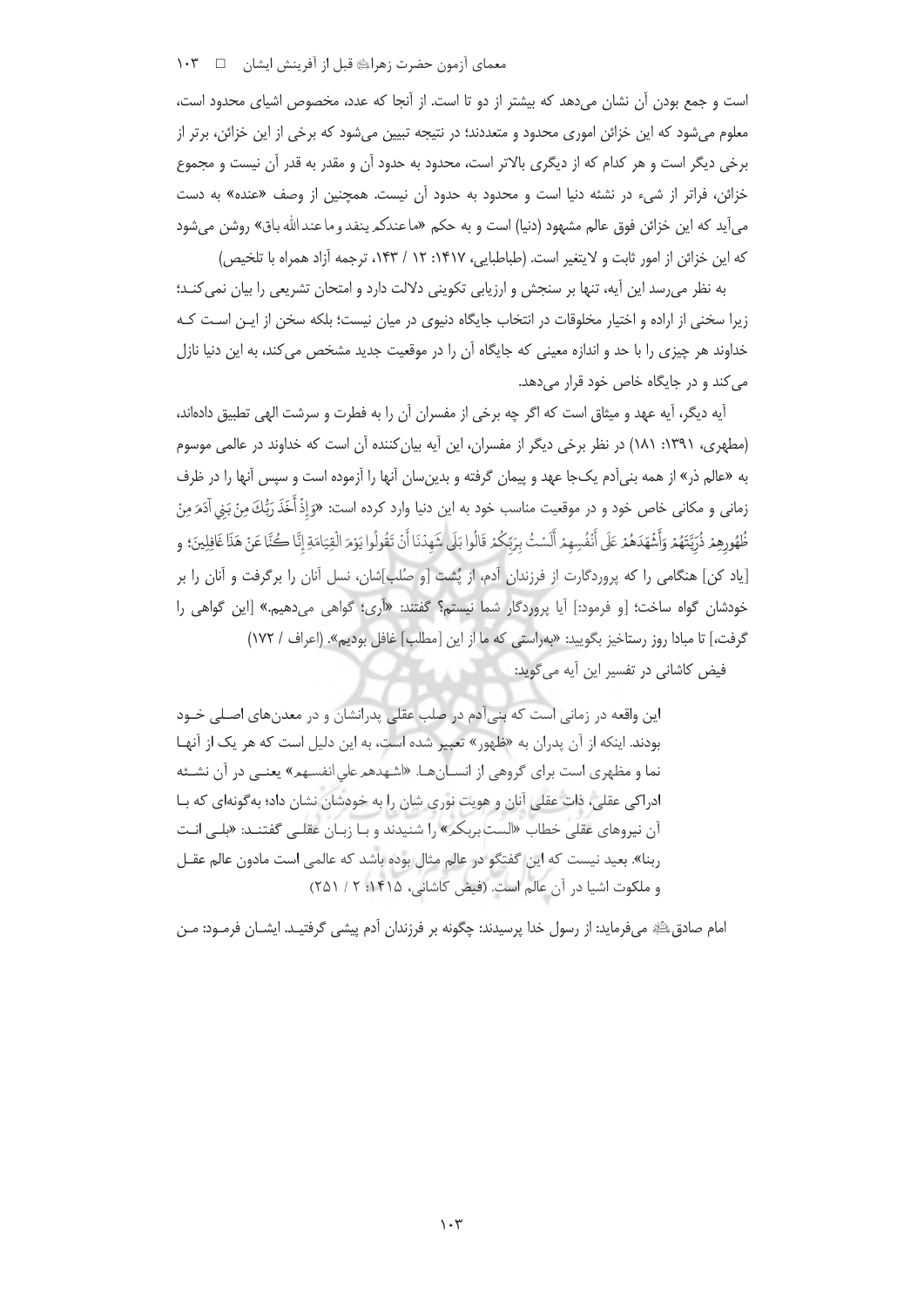است و جمع بودن آن نشان می‌دهد که بیشتر از دو تا است. از آنجا که عدد، مخصوص اشیای محدود است، معلوم می‌شود که این خزائن اموری محدود و متعددند؛ در نتیجه تبیین می‌شود که برخی از این خزائن، برتر از برخی دیگر است و هر کدام که از دیگری بالاتر است، محدود به حدود آن و مقدر به قدر آن نیست و مجموع خزائن، فراتر از شیء در نشئه دنیا است و محدود به حدود آن نیست. همچنین از وصف «عنده» به دست می‌آید که این خزائن فوق عالم مشهود (دنیا) است و به حکم «ما عندکم ینفد و ما عند الله باق» روشن می‌شود که این خزائن از امور ثابت و لایتغیر است. (طباطبایی، ۱۴۱۷: ۱۲ / ۱۴۳، ترجمه آزاد همراه با تلخیص)

به نظر می‌رسد این آیه، تنها بر سنجش و ارزیابی تکوینی دلالت دارد و امتحان تشریعی را بیان نمی‌کند؛ زیرا سخنی از اراده و اختیار مخلوقات در انتخاب جایگاه دنیوی در میان نیست؛ بلکه سخن از این است که خداوند هر چیزی را با حد و اندازه معینی که جایگاه آن را در موقعیت جدید مشخص می‌کند، به این دنیا نازل می‌کند و در جایگاه خاص خود قرار می‌دهد.

آیه دیگر، آیه عهد و میثاق است که اگر چه برخی از مفسران آن را به فطرت و سرشت الهی تطبیق داده‌اند، (مطهری، ۱۳۹۱: ۱۸۱) در نظر برخی دیگر از مفسران، این آیه بیان‌کننده آن است که خداوند در عالمی موسوم به «عالم ذر» از همه بنی‌آدم یک‌جا عهد و پیمان گرفته و بدین‌سان آنها را آزموده است و سپس آنها را در ظرف زمانی و مکانی خاص خود و در موقعیت مناسب خود به این دنیا وارد کرده است: «وَإِذْ أَخَذَ رَبُّكَ مِنْ بَنِي آدَمَ مِنْ ظُهُورِهِمْ ذُرِّيَّتَهُمْ وَأَشْهَدَهُمْ عَلَى أَنْفُسِهِمْ أَلَسْتُ بِرَبِّكُمْ قَالُوا بَلَى شَهِدْنَا أَنْ تَقُولُوا يَوْمَ الْقِيَامَةِ إِنَّا كُنَّا عَنْ هَذَا غَافِلِينَ؛ و [یاد کن] هنگامی را که پروردگارت از فرزندان آدم، از پُشت [و صُلب]شان، نسل آنان را برگرفت و آنان را بر خودشان گواه ساخت؛ [و فرمود:] آیا پروردگار شما نیستم؟ گفتند: «آری؛ گواهی می‌دهیم.» [این گواهی را گرفت،] تا مبادا روز رستاخیز بگویید: «به‌راستی که ما از این [مطلب] غافل بودیم». (اعراف / ۱۷۲)

فیض کاشانی در تفسیر این آیه می‌گوید:

> این واقعه در زمانی است که بنی‌آدم در صلب عقلی پدرانشان و در معدن‌های اصلی خود بودند. اینکه از آن پدران به «ظهور» تعبیر شده است، به این دلیل است که هر یک از آنها نما و مظهری است برای گروهی از انسان‌ها. «اشهدهم علی انفسهم» یعنی در آن نشئه ادراکی عقلی، ذات عقلی آنان و هویت نوری شان را به خودشان نشان داد؛ به‌گونه‌ای که با آن نیروهای عقلی خطاب «الست بربکم» را شنیدند و با زبان عقلی گفتند: «بلی انت ربنا». بعید نیست که این گفتگو در عالم مثال بوده باشد که عالمی است مادون عالم عقل و ملکوت اشیا در آن عالم است. (فیض کاشانی، ۱۴۱۵: ۲ / ۲۵۱)

امام صادق علیه‌السلام می‌فرماید: از رسول خدا پرسیدند: چگونه بر فرزندان آدم پیشی گرفتید. ایشان فرمود: من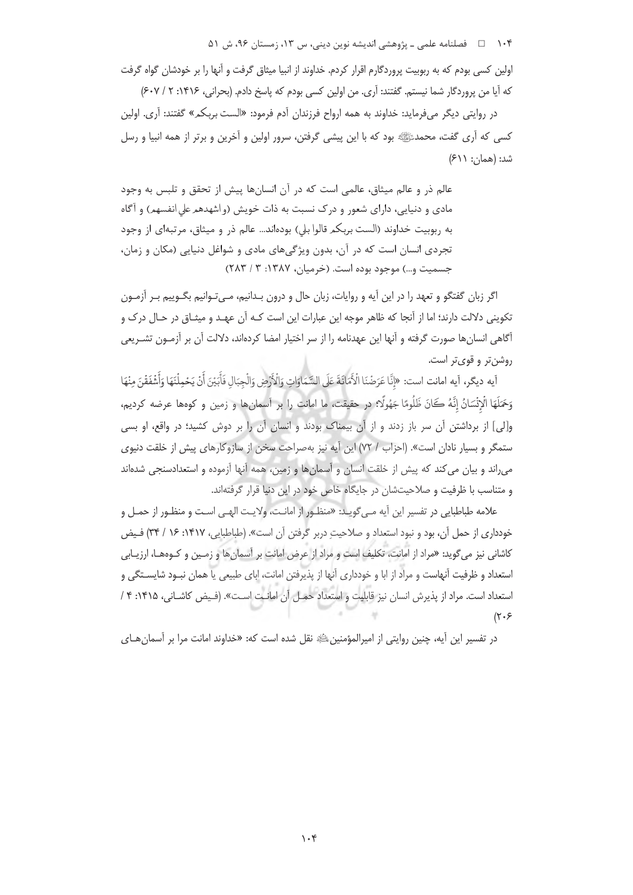اولین کسی بودم که به ربوبیت پروردگارم اقرار کردم. خداوند از انبیا میثاق گرفت و آنها را بر خودشان گواه گرفت که آیا من پروردگار شما نیستم. گفتند: آری. من اولین کسی بودم که پاسخ دادم. (بحرانی، ۱۴۱۶: ۲ / ۶۰۷)

در روایتی دیگر می‌فرماید: خداوند به همه ارواح فرزندان آدم فرمود: «الست بربکم» گفتند: آری. اولین کسی که آری گفت، محمدﷺ بود که با این پیشی گرفتن، سرور اولین و آخرین و برتر از همه انبیا و رسل شد: (همان: ۶۱۱)

> عالم ذر و عالم میثاق، عالمی است که در آن انسان‌ها پیش از تحقق و تلبس به وجود مادی و دنیایی، دارای شعور و درک نسبت به ذات خویش (و اشهدهم علی انفسهم) و آگاه به ربوبیت خداوند (الست بربکم قالوا بلی) بوده‌اند... عالم ذر و میثاق، مرتبه‌ای از وجود تجردی انسان است که در آن، بدون ویژگی‌های مادی و شواغل دنیایی (مکان و زمان، جسمیت و...) موجود بوده است. (خرمیان، ۱۳۸۷: ۳ / ۲۸۳)

اگر زبان گفتگو و تعهد را در این آیه و روایات، زبان حال و درون بدانیم، می‌توانیم بگوییم بر آزمون تکوینی دلالت دارند؛ اما از آنجا که ظاهر موجه این عبارات این است که عهد و میثاق در حال درک و آگاهی انسان‌ها صورت گرفته و آنها این عهدنامه را از سر اختیار امضا کرده‌اند، دلالت آن بر آزمون تشریعی روشن‌تر و قوی‌تر است.

آیه دیگر، آیه امانت است: «إِنَّا عَرَضْنَا الْأَمَانَةَ عَلَى السَّمَاوَاتِ وَالْأَرْضِ وَالْجِبَالِ فَأَبَيْنَ أَنْ يَحْمِلْنَهَا وَأَشْفَقْنَ مِنْهَا وَحَمَلَهَا الْإِنْسَانُ إِنَّهُ كَانَ ظَلُومًا جَهُولًا؛ در حقیقت، ما امانت را بر آسمان‌ها و زمین و کوه‌ها عرضه کردیم، وا[لی] از برداشتن آن سر باز زدند و از آن بیمناک بودند و انسان آن را بر دوش کشید؛ در واقع، او بسی ستمگر و بسیار نادان است». (احزاب / ۷۲) این آیه نیز به‌صراحت سخن از سازوکارهای پیش از خلقت دنیوی می‌راند و بیان می‌کند که پیش از خلقت انسان و آسمان‌ها و زمین، همه آنها آزموده و استعدادسنجی شده‌اند و متناسب با ظرفیت و صلاحیت‌شان در جایگاه خاص خود در این دنیا قرار گرفته‌اند.

علامه طباطبایی در تفسیر این آیه می‌گوید: «منظور از امانت، ولایت الهی است و منظور از حمل و خودداری از حمل آن، بود و نبود استعداد و صلاحیتِ دربر گرفتن آن است». (طباطبایی، ۱۴۱۷: ۱۶ / ۳۴) فیض کاشانی نیز می‌گوید: «مراد از امانت، تکلیف است و مراد از عرض امانت بر آسمان‌ها و زمین و کوه‌ها، ارزیابی استعداد و ظرفیت آنهاست و مراد از ابا و خودداری آنها از پذیرفتن امانت، ابای طبیعی یا همان نبود شایستگی و استعداد است. مراد از پذیرش انسان نیز قابلیت و استعداد حمل آن امانت است». (فیض کاشانی، ۱۴۱۵: ۴ / ۲۰۶)

در تفسیر این آیه، چنین روایتی از امیرالمؤمنین‌ؑ نقل شده است که: «خداوند امانت مرا بر آسمان‌های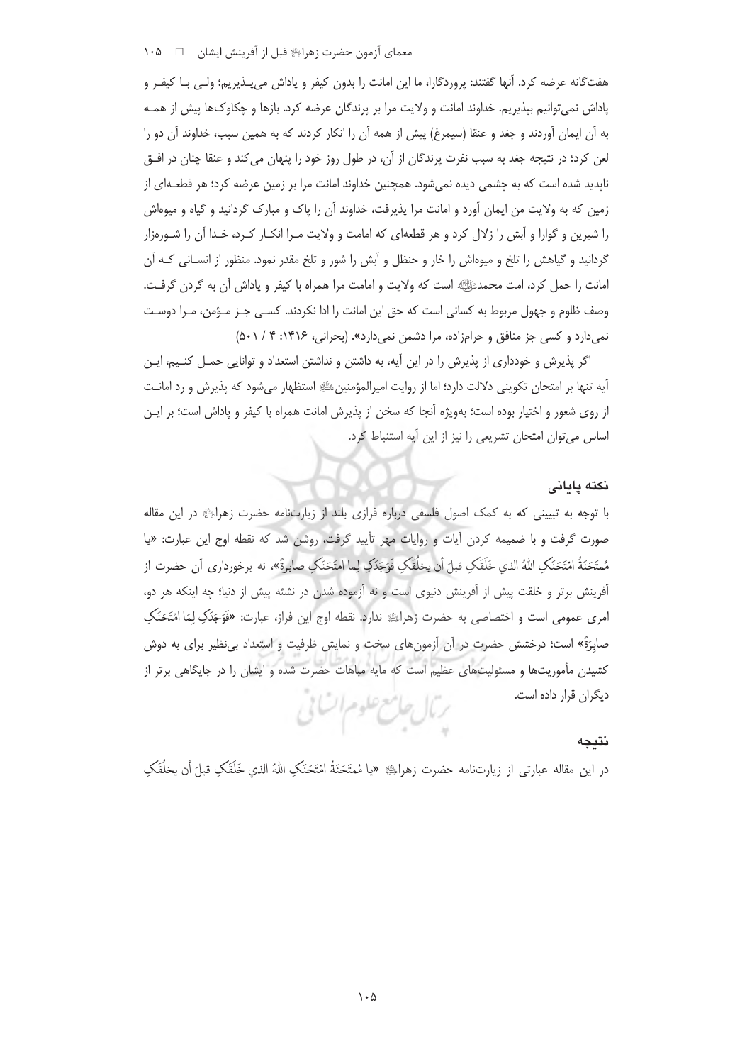هفت‌گانه عرضه کرد. آنها گفتند: پروردگارا، ما این امانت را بدون کیفر و پاداش می‌پـذیریم؛ ولـی بـا کیفـر و پاداش نمی‌توانیم بپذیریم. خداوند امانت و ولایت مرا بر پرندگان عرضه کرد. بازها و چکاوک‌ها پیش از همـه به آن ایمان آوردند و جغد و عنقا (سیمرغ) پیش از همه آن را انکار کردند که به همین سبب، خداوند آن دو را لعن کرد؛ در نتیجه جغد به سبب نفرت پرندگان از آن، در طول روز خود را پنهان می‌کند و عنقا چنان در افـق ناپدید شده است که به چشمی دیده نمی‌شود. همچنین خداوند امانت مرا بر زمین عرضه کرد؛ هر قطعـه‌ای از زمین که به ولایت من ایمان آورد و امانت مرا پذیرفت، خداوند آن را پاک و مبارک گردانید و گیاه و میوه‌اش را شیرین و گوارا و آبش را زلال کرد و هر قطعه‌ای که امامت و ولایت مـرا انکـار کـرد، خـدا آن را شـوره‌زار گردانید و گیاهش را تلخ و میوه‌اش را خار و حنظل و آبش را شور و تلخ مقدر نمود. منظور از انسـانی کـه آن امانت را حمل کرد، امت محمدﷺ است که ولایت و امامت مرا همراه با کیفر و پاداش آن به گردن گرفت. وصف ظلوم و جهول مربوط به کسانی است که حق این امانت را ادا نکردند. کسـی جـز مـؤمن، مـرا دوسـت نمی‌دارد و کسی جز منافق و حرامزاده، مرا دشمن نمی‌دارد». (بحرانی، ۱۴۱۶: ۴ / ۵۰۱)

اگر پذیرش و خودداری از پذیرش را در این آیه، به داشتن و نداشتن استعداد و توانایی حمـل کنـیم، ایـن آیه تنها بر امتحان تکوینی دلالت دارد؛ اما از روایت امیرالمؤمنینؑ استظهار می‌شود که پذیرش و رد امانـت از روی شعور و اختیار بوده است؛ به‌ویژه آنجا که سخن از پذیرش امانت همراه با کیفر و پاداش است؛ بر ایـن اساس می‌توان امتحان تشریعی را نیز از این آیه استنباط کرد.

### نکته پایانی

با توجه به تبیینی که به کمک اصول فلسفی درباره فرازی بلند از زیارت‌نامه حضرت زهراؑ در این مقاله صورت گرفت و با ضمیمه کردن آیات و روایات مهر تأیید گرفت، روشن شد که نقطه اوج این عبارت: «یا مُمتَحَنَةُ امتَحَنَکِ اللهُ الذي خَلَقَکِ قبلَ أن یخلُقَکِ فَوَجَدَکِ لِما امتَحَنَکِ صابرةً»، نه برخورداری آن حضرت از آفرینش برتر و خلقت پیش از آفرینش دنیوی است و نه آزموده شدن در نشئه پیش از دنیا؛ چه اینکه هر دو، امری عمومی است و اختصاصی به حضرت زهراؑ ندارد. نقطه اوج این فراز، عبارت: «فَوَجَدَکِ لِمَا امتَحَنَکِ صابِرَةً» است؛ درخشش حضرت در آن آزمون‌های سخت و نمایش ظرفیت و استعداد بی‌نظیر برای به دوش کشیدن مأموریت‌ها و مسئولیت‌های عظیم است که مایه مباهات حضرت شده و ایشان را در جایگاهی برتر از دیگران قرار داده است.

### نتیجه

در این مقاله عبارتی از زیارت‌نامه حضرت زهراؑ «یا مُمتَحَنَةُ امتَحَنَکِ اللهُ الذي خَلَقَکِ قبلَ أن یخلُقَکِ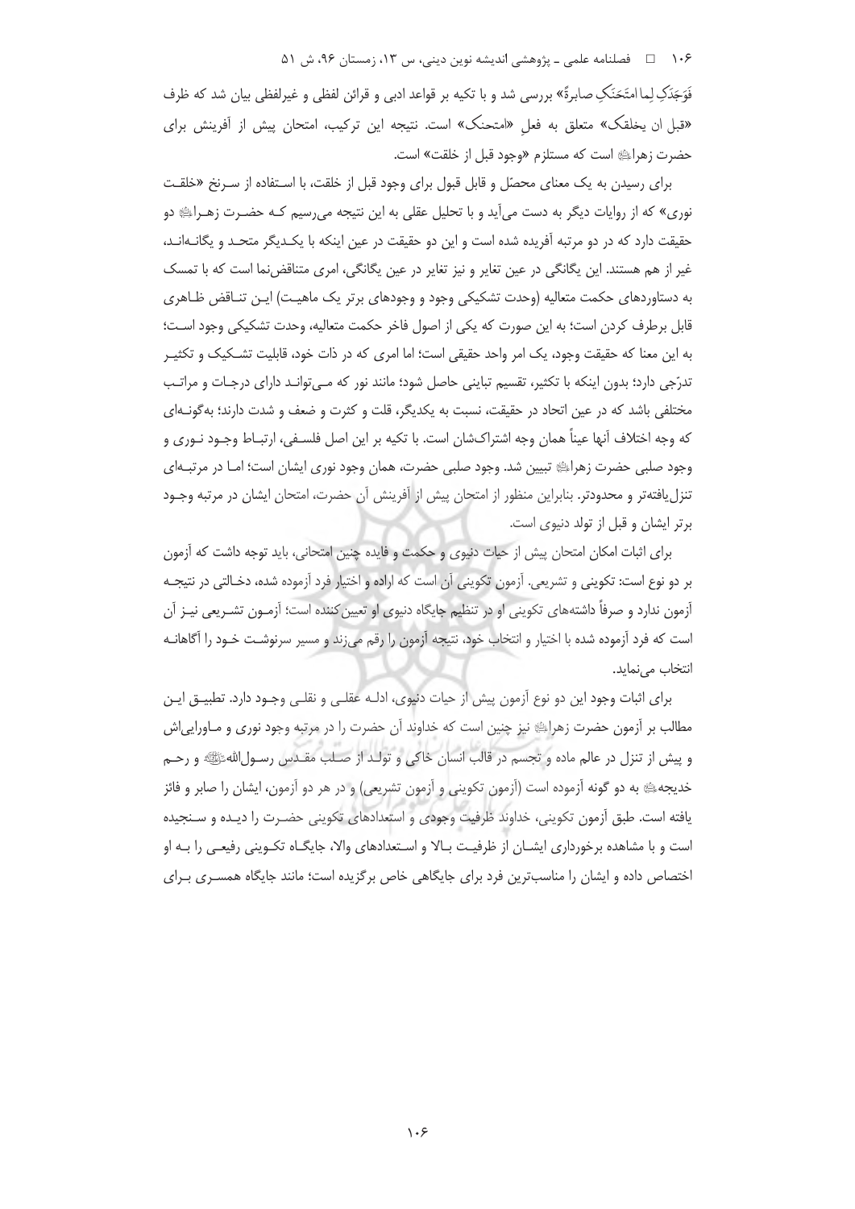فَوَجَدَکِ لِما امتَحَنَکِ صابرةً» بررسی شد و با تکیه بر قواعد ادبی و قرائن لفظی و غیرلفظی بیان شد که ظرف «قبل ان یخلقک» متعلق به فعلِ «امتحنک» است. نتیجه این ترکیب، امتحان پیش از آفرینش برای حضرت زهراؑ است که مستلزم «وجود قبل از خلقت» است.

برای رسیدن به یک معنای محصّل و قابل قبول برای وجود قبل از خلقت، با استفاده از سرنخ «خلقت نوری» که از روایات دیگر به دست می‌آید و با تحلیل عقلی به این نتیجه می‌رسیم که حضرت زهراؑ دو حقیقت دارد که در دو مرتبه آفریده شده است و این دو حقیقت در عین اینکه با یکدیگر متحد و یگانه‌اند، غیر از هم هستند. این یگانگی در عین تغایر و نیز تغایر در عین یگانگی، امری متناقض‌نما است که با تمسک به دستاوردهای حکمت متعالیه (وحدت تشکیکی وجود و وجودهای برتر یک ماهیت) این تناقض ظاهری قابل برطرف کردن است؛ به این صورت که یکی از اصول فاخر حکمت متعالیه، وحدت تشکیکی وجود است؛ به این معنا که حقیقت وجود، یک امر واحد حقیقی است؛ اما امری که در ذات خود، قابلیت تشکیک و تکثیر تدرّجی دارد؛ بدون اینکه با تکثیر، تقسیم تباینی حاصل شود؛ مانند نور که می‌تواند دارای درجات و مراتب مختلفی باشد که در عین اتحاد در حقیقت، نسبت به یکدیگر، قلت و کثرت و ضعف و شدت دارند؛ به‌گونه‌ای که وجه اختلاف آنها عیناً همان وجه اشتراک‌شان است. با تکیه بر این اصل فلسفی، ارتباط وجود نوری و وجود صلبی حضرت زهراؑ تبیین شد. وجود صلبی حضرت، همان وجود نوری ایشان است؛ اما در مرتبه‌ای تنزل‌یافته‌تر و محدودتر. بنابراین منظور از امتحان پیش از آفرینش آن حضرت، امتحان ایشان در مرتبه وجود برتر ایشان و قبل از تولد دنیوی است.

برای اثبات امکان امتحان پیش از حیات دنیوی و حکمت و فایده چنین امتحانی، باید توجه داشت که آزمون بر دو نوع است: تکوینی و تشریعی. آزمون تکوینی آن است که اراده و اختیار فرد آزموده شده، دخالتی در نتیجه آزمون ندارد و صرفاً داشته‌های تکوینی او در تنظیم جایگاه دنیوی او تعیین‌کننده است؛ آزمون تشریعی نیز آن است که فرد آزموده شده با اختیار و انتخاب خود، نتیجه آزمون را رقم می‌زند و مسیر سرنوشت خود را آگاهانه انتخاب می‌نماید.

برای اثبات وجود این دو نوع آزمون پیش از حیات دنیوی، ادله عقلی و نقلی وجود دارد. تطبیق این مطالب بر آزمون حضرت زهراؑ نیز چنین است که خداوند آن حضرت را در مرتبه وجود نوری و ماورایی‌اش و پیش از تنزل در عالم ماده و تجسم در قالب انسان خاکی و تولد از صلب مقدس رسول‌اللهﷺ و رحم خدیجهؑ به دو گونه آزموده است (آزمون تکوینی و آزمون تشریعی) و در هر دو آزمون، ایشان را صابر و فائز یافته است. طبق آزمون تکوینی، خداوند ظرفیت وجودی و استعدادهای تکوینی حضرت را دیده و سنجیده است و با مشاهده برخورداری ایشان از ظرفیت بالا و استعدادهای والا، جایگاه تکوینی رفیعی را به او اختصاص داده و ایشان را مناسب‌ترین فرد برای جایگاهی خاص برگزیده است؛ مانند جایگاه همسری برای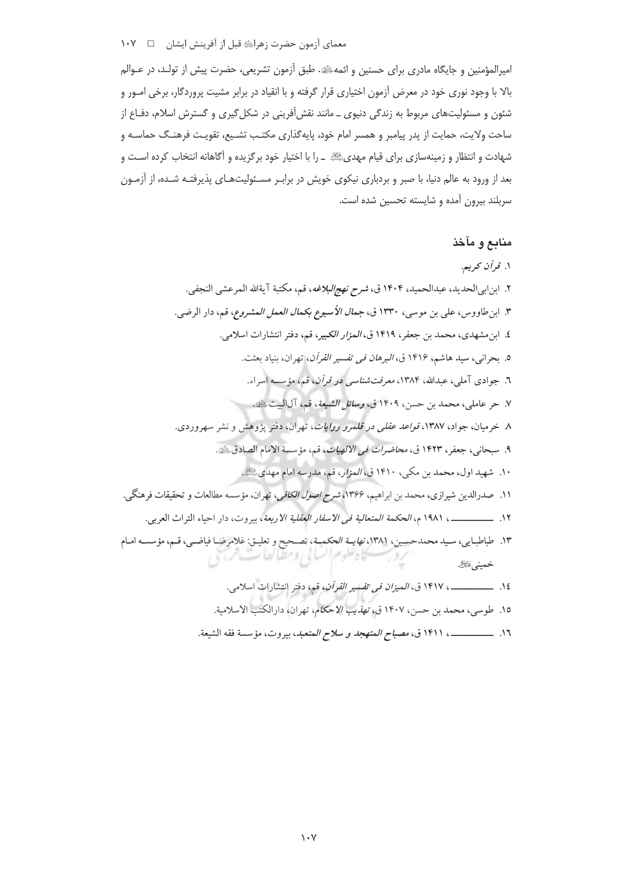امیرالمؤمنین و جایگاه مادری برای حسنین و ائمهﷺ. طبق آزمون تشریعی، حضرت پیش از تولـد، در عـوالم بالا با وجود نوری خود در معرض آزمون اختیاری قرار گرفته و با انقیاد در برابر مشیت پروردگار، برخی امـور و شئون و مسئولیت‌های مربوط به زندگی دنیوی ـ مانند نقش‌آفرینی در شکل‌گیری و گسترش اسلام، دفـاع از ساحت ولایت، حمایت از پدر پیامبر و همسر امام خود، پایه‌گذاری مکتـب تشـیع، تقویـت فرهنـگ حماسـه و شهادت و انتظار و زمینه‌سازی برای قیام مهدیﷺ ـ را با اختیار خود برگزیده و آگاهانه انتخاب کرده اسـت و بعد از ورود به عالم دنیا، با صبر و بردباری نیکوی خویش در برابـر مسـئولیت‌هـای پذیرفتـه شـده، از آزمـون سربلند بیرون آمده و شایسته تحسین شده است.

## منابع و مآخذ

۱. *قرآن کریم*.
۲. ابن‌ابی‌الحدید، عبدالحمید، ۱۴۰۴ ق، *شرح نهج‌البلاغه*، قم، مکتبة آیةالله المرعشی النجفی.
۳. ابن‌طاووس، علی بن موسی، ۱۳۳۰ ق، *جمال الأسبوع بکمال العمل المشروع*، قم، دار الرضی.
٤. ابن‌مشهدی، محمد بن جعفر، ۱۴۱۹ ق، *المزار الکبیر*، قم، دفتر انتشارات اسلامی.
٥. بحرانی، سید هاشم، ۱۴۱۶ ق، *البرهان فی تفسیر القرآن*، تهران، بنیاد بعثت.
٦. جوادی آملی، عبدالله، ۱۳۸۴، *معرفت‌شناسی در قرآن*، قم، مؤسسه اسراء.
۷. حر عاملی، محمد بن حسن، ۱۴۰۹ ق، *وسائل الشیعة*، قم، آل‌البیتﷺ.
۸. خرمیان، جواد، ۱۳۸۷، *قواعد عقلی در قلمرو روایات*، تهران، دفتر پژوهش و نشر سهروردی.
۹. سبحانی، جعفر، ۱۴۲۳ ق، *محاضرات فی الالهیات*، قم، مؤسسة الامام الصادقﷺ.
۱۰. شهید اول، محمد بن مکی، ۱۴۱۰ ق، *المزار*، قم، مدرسه امام مهدیﷺ.
۱۱. صدرالدین شیرازی، محمد بن ابراهیم، ۱۳۶۶، *شرح اصول الکافی*، تهران، مؤسسه مطالعات و تحقیقات فرهنگی.
۱۲. ـــــــــــــ ، ۱۹۸۱ م، *الحکمة المتعالیة فی الاسفار العقلیة الاربعة*، بیروت، دار احیاء التراث العربی.
۱۳. طباطبـایی، سـید محمدحسـین، ۱۳۸۱، *نهایـة الحکمـة*، تصـحیح و تعلیـق: غلامرضـا فیاضـی، قـم، مؤسسـه امـام خمینیﷺ.
١٤. ـــــــــــــ ، ۱۴۱۷ ق، *المیزان فی تفسیر القرآن*، قم، دفتر انتشارات اسلامی.
۱٥. طوسی، محمد بن حسن، ۱۴۰۷ ق، *تهذیب الاحکام*، تهران، دارالکتب الاسلامیة.
١٦. ـــــــــــــ ، ۱۴۱۱ ق، *مصباح المتهجد و سلاح المتعبد*، بیروت، مؤسسة فقه الشیعة.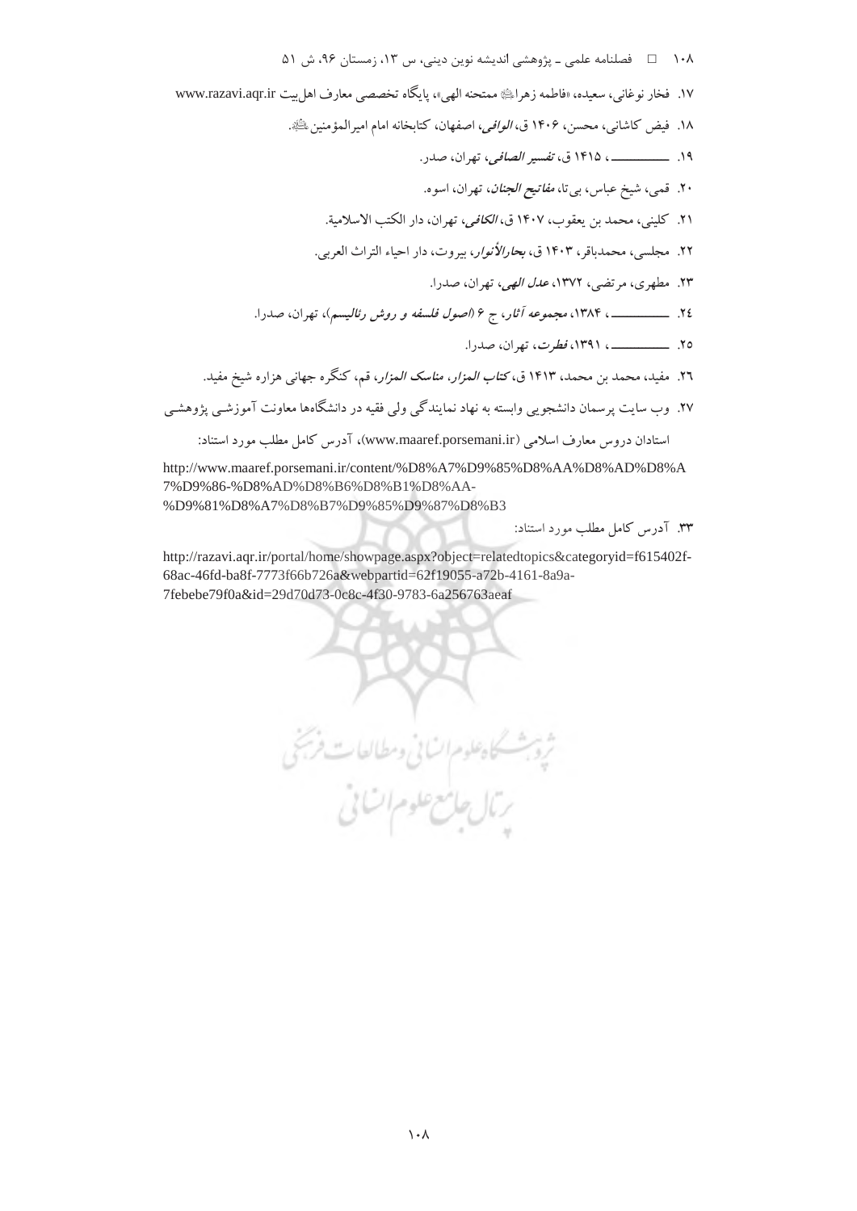۱۷. فخار نوغانی، سعیده، «فاطمه زهرا ممتحنه الهی»، پایگاه تخصصی معارف اهل‌بیت www.razavi.aqr.ir

۱۸. فیض کاشانی، محسن، ۱۴۰۶ ق، *الوافی*، اصفهان، کتابخانه امام امیرالمؤمنین.

۱۹. ــــــــــــــ، ۱۴۱۵ ق، *تفسیر الصافی*، تهران، صدر.

۲۰. قمی، شیخ عباس، بی‌تا، *مفاتیح الجنان*، تهران، اسوه.

۲۱. کلینی، محمد بن یعقوب، ۱۴۰۷ ق، *الکافی*، تهران، دار الکتب الاسلامیة.

۲۲. مجلسی، محمدباقر، ۱۴۰۳ ق، *بحارالأنوار*، بیروت، دار احیاء التراث العربی.

۲۳. مطهری، مرتضی، ۱۳۷۲، *عدل الهی*، تهران، صدرا.

۲٤. ــــــــــــــ، ۱۳۸۴، *مجموعه آثار*، ج ۶ (*اصول فلسفه و روش رئالیسم*)، تهران، صدرا.

۲۵. ــــــــــــــ، ۱۳۹۱، *فطرت*، تهران، صدرا.

۲٦. مفید، محمد بن محمد، ۱۴۱۳ ق، *کتاب المزار، مناسک المزار*، قم، کنگره جهانی هزاره شیخ مفید.

۲۷. وب سایت پرسمان دانشجویی وابسته به نهاد نمایندگی ولی فقیه در دانشگاه‌ها معاونت آموزشی پژوهشی استادان دروس معارف اسلامی (www.maaref.porsemani.ir)، آدرس کامل مطلب مورد استناد:

http://www.maaref.porsemani.ir/content/%D8%A7%D9%85%D8%AA%D8%AD%D8%A7%D9%86-%D8%AD%D8%B6%D8%B1%D8%AA-%D9%81%D8%A7%D8%B7%D9%85%D9%87%D8%B3

۳۳. آدرس کامل مطلب مورد استناد:

http://razavi.aqr.ir/portal/home/showpage.aspx?object=relatedtopics&categoryid=f615402f-68ac-46fd-ba8f-7773f66b726a&webpartid=62f19055-a72b-4161-8a9a-7febebe79f0a&id=29d70d73-0c8c-4f30-9783-6a256763aeaf